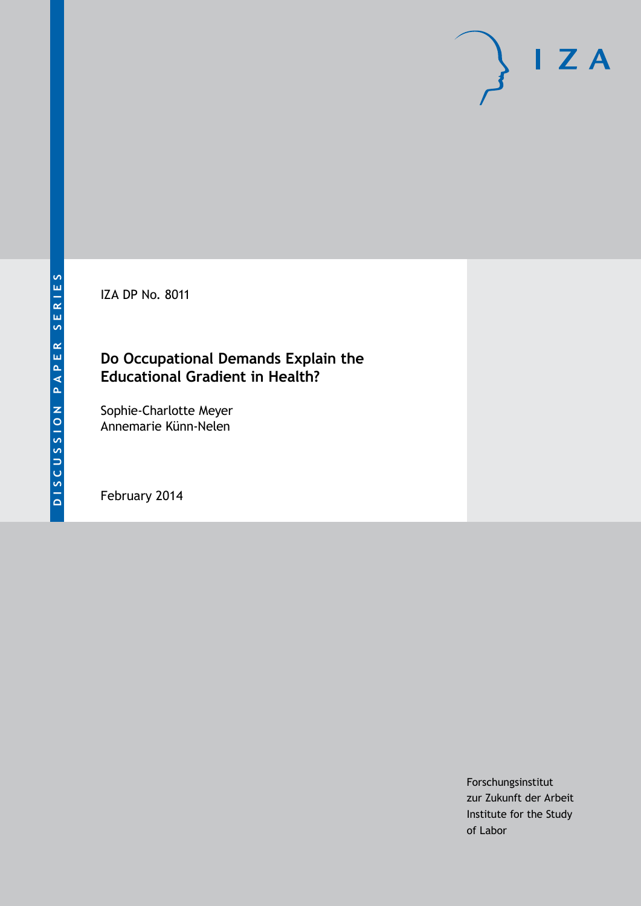DISCUSSION PAPER SERIES

IZA

IZA DP No. 8011

# Do Occupational Demands Explain the Educational Gradient in Health?

Sophie-Charlotte Meyer
Annemarie Künn-Nelen

February 2014

Forschungsinstitut
zur Zukunft der Arbeit
Institute for the Study
of Labor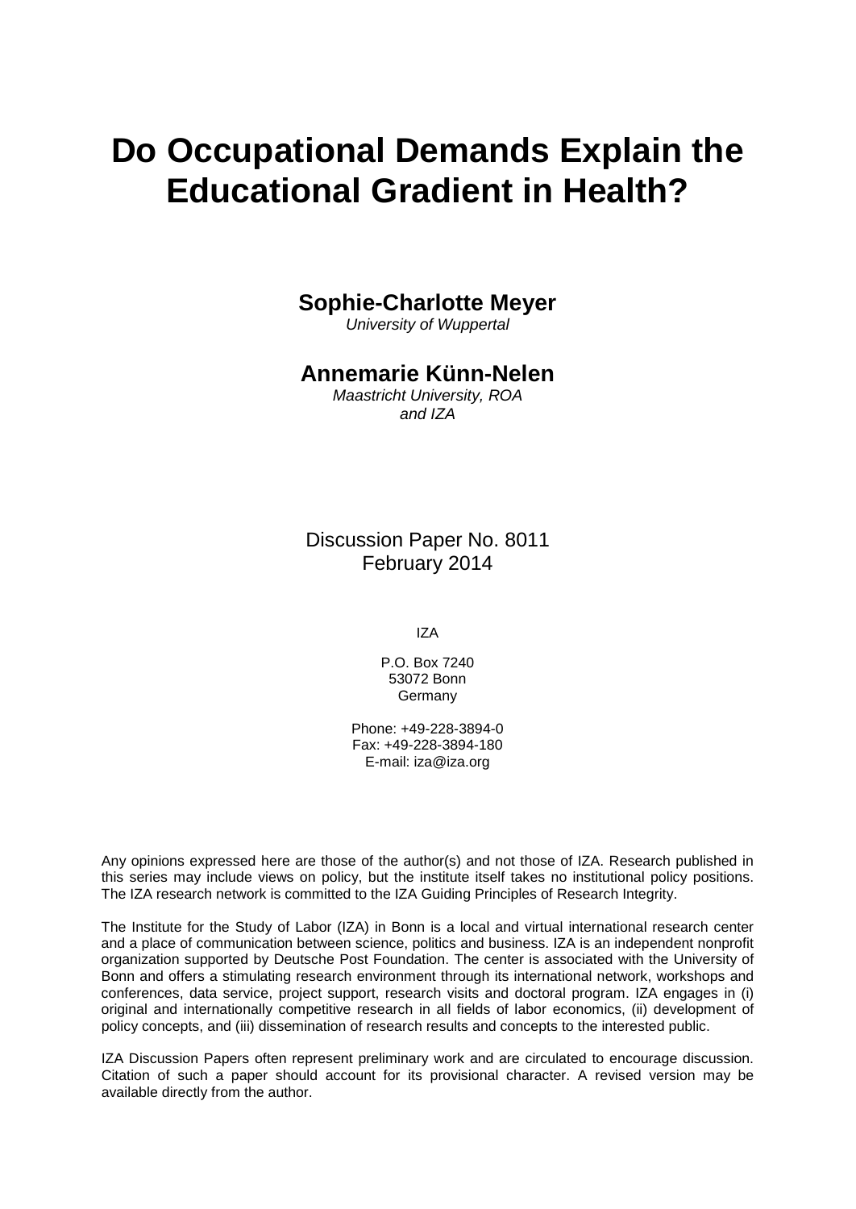# Do Occupational Demands Explain the Educational Gradient in Health?

**Sophie-Charlotte Meyer**
*University of Wuppertal*

**Annemarie Künn-Nelen**
*Maastricht University, ROA and IZA*

Discussion Paper No. 8011
February 2014

IZA

P.O. Box 7240
53072 Bonn
Germany

Phone: +49-228-3894-0
Fax: +49-228-3894-180
E-mail: iza@iza.org

Any opinions expressed here are those of the author(s) and not those of IZA. Research published in this series may include views on policy, but the institute itself takes no institutional policy positions. The IZA research network is committed to the IZA Guiding Principles of Research Integrity.

The Institute for the Study of Labor (IZA) in Bonn is a local and virtual international research center and a place of communication between science, politics and business. IZA is an independent nonprofit organization supported by Deutsche Post Foundation. The center is associated with the University of Bonn and offers a stimulating research environment through its international network, workshops and conferences, data service, project support, research visits and doctoral program. IZA engages in (i) original and internationally competitive research in all fields of labor economics, (ii) development of policy concepts, and (iii) dissemination of research results and concepts to the interested public.

IZA Discussion Papers often represent preliminary work and are circulated to encourage discussion. Citation of such a paper should account for its provisional character. A revised version may be available directly from the author.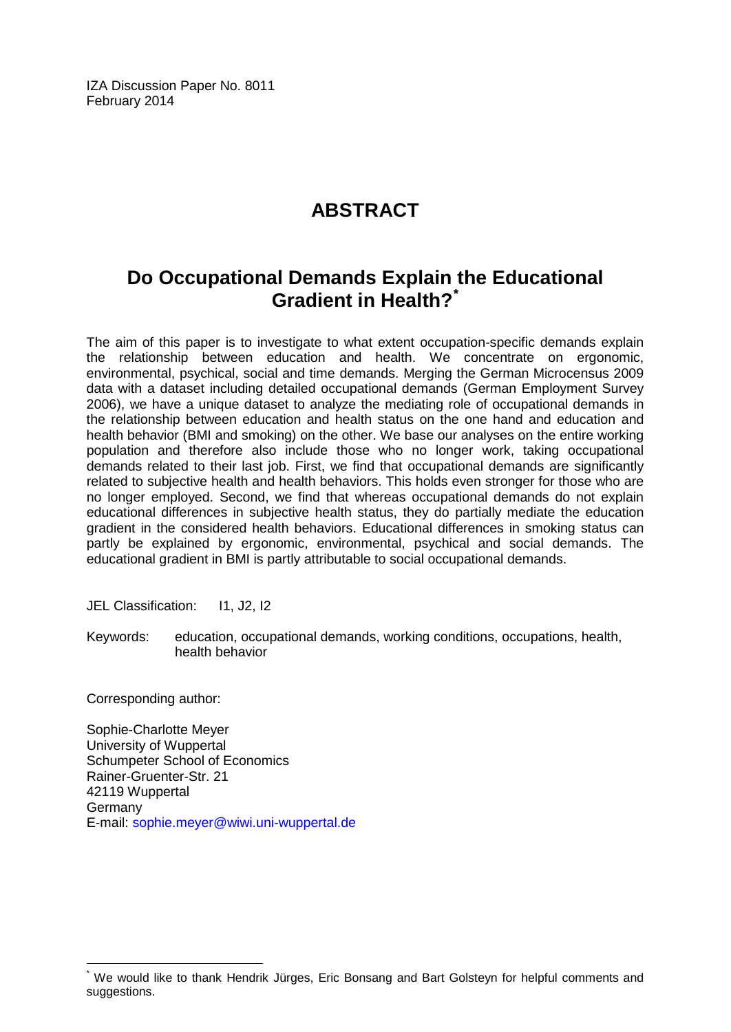IZA Discussion Paper No. 8011
February 2014

# ABSTRACT

## Do Occupational Demands Explain the Educational Gradient in Health?[*]

The aim of this paper is to investigate to what extent occupation-specific demands explain the relationship between education and health. We concentrate on ergonomic, environmental, psychical, social and time demands. Merging the German Microcensus 2009 data with a dataset including detailed occupational demands (German Employment Survey 2006), we have a unique dataset to analyze the mediating role of occupational demands in the relationship between education and health status on the one hand and education and health behavior (BMI and smoking) on the other. We base our analyses on the entire working population and therefore also include those who no longer work, taking occupational demands related to their last job. First, we find that occupational demands are significantly related to subjective health and health behaviors. This holds even stronger for those who are no longer employed. Second, we find that whereas occupational demands do not explain educational differences in subjective health status, they do partially mediate the education gradient in the considered health behaviors. Educational differences in smoking status can partly be explained by ergonomic, environmental, psychical and social demands. The educational gradient in BMI is partly attributable to social occupational demands.

JEL Classification: I1, J2, I2

Keywords: education, occupational demands, working conditions, occupations, health, health behavior

Corresponding author:

Sophie-Charlotte Meyer
University of Wuppertal
Schumpeter School of Economics
Rainer-Gruenter-Str. 21
42119 Wuppertal
Germany
E-mail: sophie.meyer@wiwi.uni-wuppertal.de

[*] We would like to thank Hendrik Jürges, Eric Bonsang and Bart Golsteyn for helpful comments and suggestions.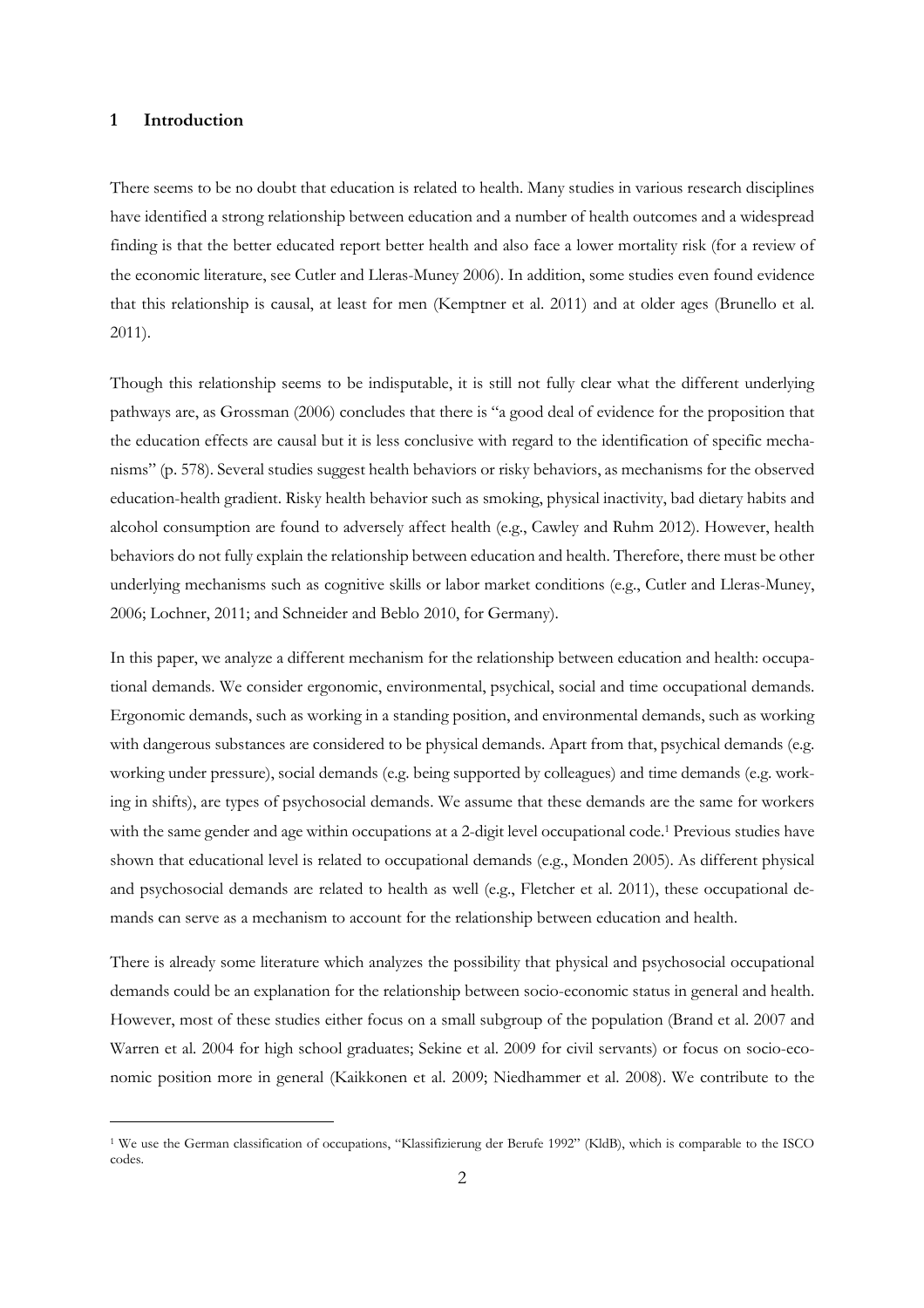## 1 Introduction

There seems to be no doubt that education is related to health. Many studies in various research disciplines have identified a strong relationship between education and a number of health outcomes and a widespread finding is that the better educated report better health and also face a lower mortality risk (for a review of the economic literature, see Cutler and Lleras-Muney 2006). In addition, some studies even found evidence that this relationship is causal, at least for men (Kemptner et al. 2011) and at older ages (Brunello et al. 2011).

Though this relationship seems to be indisputable, it is still not fully clear what the different underlying pathways are, as Grossman (2006) concludes that there is "a good deal of evidence for the proposition that the education effects are causal but it is less conclusive with regard to the identification of specific mechanisms" (p. 578). Several studies suggest health behaviors or risky behaviors, as mechanisms for the observed education-health gradient. Risky health behavior such as smoking, physical inactivity, bad dietary habits and alcohol consumption are found to adversely affect health (e.g., Cawley and Ruhm 2012). However, health behaviors do not fully explain the relationship between education and health. Therefore, there must be other underlying mechanisms such as cognitive skills or labor market conditions (e.g., Cutler and Lleras-Muney, 2006; Lochner, 2011; and Schneider and Beblo 2010, for Germany).

In this paper, we analyze a different mechanism for the relationship between education and health: occupational demands. We consider ergonomic, environmental, psychical, social and time occupational demands. Ergonomic demands, such as working in a standing position, and environmental demands, such as working with dangerous substances are considered to be physical demands. Apart from that, psychical demands (e.g. working under pressure), social demands (e.g. being supported by colleagues) and time demands (e.g. working in shifts), are types of psychosocial demands. We assume that these demands are the same for workers with the same gender and age within occupations at a 2-digit level occupational code.[1] Previous studies have shown that educational level is related to occupational demands (e.g., Monden 2005). As different physical and psychosocial demands are related to health as well (e.g., Fletcher et al. 2011), these occupational demands can serve as a mechanism to account for the relationship between education and health.

There is already some literature which analyzes the possibility that physical and psychosocial occupational demands could be an explanation for the relationship between socio-economic status in general and health. However, most of these studies either focus on a small subgroup of the population (Brand et al. 2007 and Warren et al. 2004 for high school graduates; Sekine et al. 2009 for civil servants) or focus on socio-economic position more in general (Kaikkonen et al. 2009; Niedhammer et al. 2008). We contribute to the

[1] We use the German classification of occupations, "Klassifizierung der Berufe 1992" (KldB), which is comparable to the ISCO codes.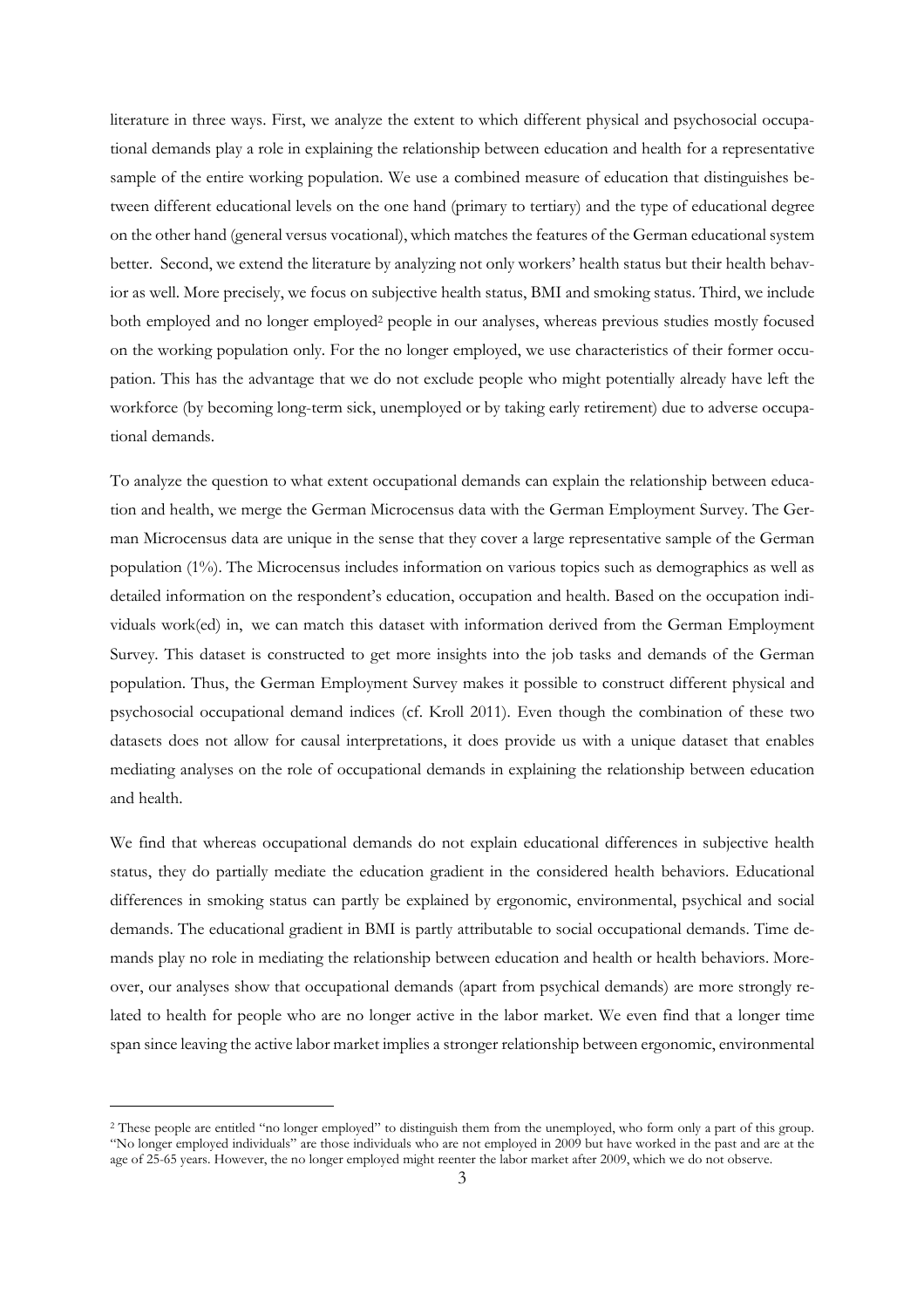literature in three ways. First, we analyze the extent to which different physical and psychosocial occupational demands play a role in explaining the relationship between education and health for a representative sample of the entire working population. We use a combined measure of education that distinguishes between different educational levels on the one hand (primary to tertiary) and the type of educational degree on the other hand (general versus vocational), which matches the features of the German educational system better. Second, we extend the literature by analyzing not only workers' health status but their health behavior as well. More precisely, we focus on subjective health status, BMI and smoking status. Third, we include both employed and no longer employed[2] people in our analyses, whereas previous studies mostly focused on the working population only. For the no longer employed, we use characteristics of their former occupation. This has the advantage that we do not exclude people who might potentially already have left the workforce (by becoming long-term sick, unemployed or by taking early retirement) due to adverse occupational demands.

To analyze the question to what extent occupational demands can explain the relationship between education and health, we merge the German Microcensus data with the German Employment Survey. The German Microcensus data are unique in the sense that they cover a large representative sample of the German population (1%). The Microcensus includes information on various topics such as demographics as well as detailed information on the respondent's education, occupation and health. Based on the occupation individuals work(ed) in, we can match this dataset with information derived from the German Employment Survey. This dataset is constructed to get more insights into the job tasks and demands of the German population. Thus, the German Employment Survey makes it possible to construct different physical and psychosocial occupational demand indices (cf. Kroll 2011). Even though the combination of these two datasets does not allow for causal interpretations, it does provide us with a unique dataset that enables mediating analyses on the role of occupational demands in explaining the relationship between education and health.

We find that whereas occupational demands do not explain educational differences in subjective health status, they do partially mediate the education gradient in the considered health behaviors. Educational differences in smoking status can partly be explained by ergonomic, environmental, psychical and social demands. The educational gradient in BMI is partly attributable to social occupational demands. Time demands play no role in mediating the relationship between education and health or health behaviors. Moreover, our analyses show that occupational demands (apart from psychical demands) are more strongly related to health for people who are no longer active in the labor market. We even find that a longer time span since leaving the active labor market implies a stronger relationship between ergonomic, environmental

[2] These people are entitled "no longer employed" to distinguish them from the unemployed, who form only a part of this group. "No longer employed individuals" are those individuals who are not employed in 2009 but have worked in the past and are at the age of 25-65 years. However, the no longer employed might reenter the labor market after 2009, which we do not observe.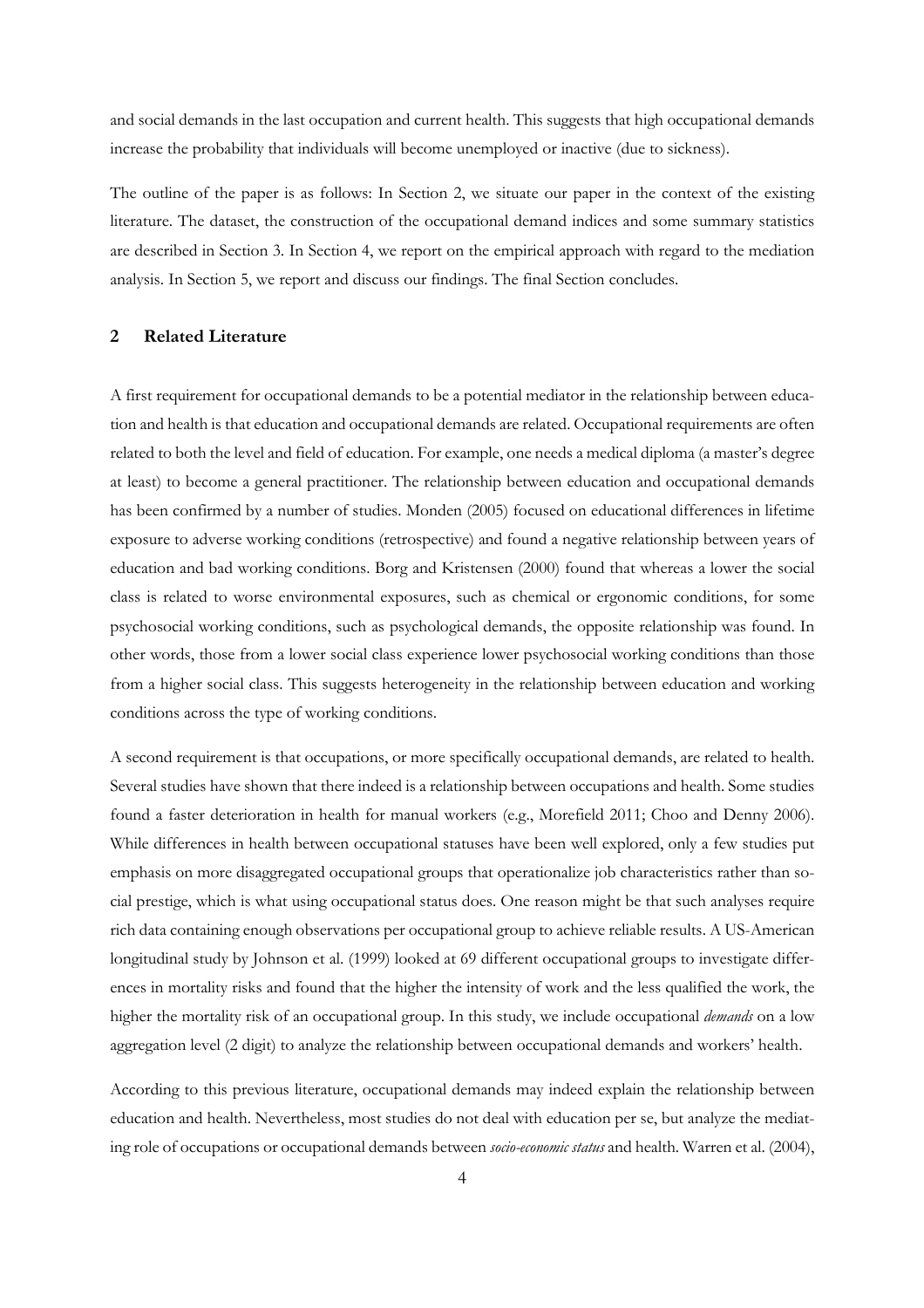and social demands in the last occupation and current health. This suggests that high occupational demands increase the probability that individuals will become unemployed or inactive (due to sickness).

The outline of the paper is as follows: In Section 2, we situate our paper in the context of the existing literature. The dataset, the construction of the occupational demand indices and some summary statistics are described in Section 3. In Section 4, we report on the empirical approach with regard to the mediation analysis. In Section 5, we report and discuss our findings. The final Section concludes.

## 2 Related Literature

A first requirement for occupational demands to be a potential mediator in the relationship between education and health is that education and occupational demands are related. Occupational requirements are often related to both the level and field of education. For example, one needs a medical diploma (a master's degree at least) to become a general practitioner. The relationship between education and occupational demands has been confirmed by a number of studies. Monden (2005) focused on educational differences in lifetime exposure to adverse working conditions (retrospective) and found a negative relationship between years of education and bad working conditions. Borg and Kristensen (2000) found that whereas a lower the social class is related to worse environmental exposures, such as chemical or ergonomic conditions, for some psychosocial working conditions, such as psychological demands, the opposite relationship was found. In other words, those from a lower social class experience lower psychosocial working conditions than those from a higher social class. This suggests heterogeneity in the relationship between education and working conditions across the type of working conditions.

A second requirement is that occupations, or more specifically occupational demands, are related to health. Several studies have shown that there indeed is a relationship between occupations and health. Some studies found a faster deterioration in health for manual workers (e.g., Morefield 2011; Choo and Denny 2006). While differences in health between occupational statuses have been well explored, only a few studies put emphasis on more disaggregated occupational groups that operationalize job characteristics rather than social prestige, which is what using occupational status does. One reason might be that such analyses require rich data containing enough observations per occupational group to achieve reliable results. A US-American longitudinal study by Johnson et al. (1999) looked at 69 different occupational groups to investigate differences in mortality risks and found that the higher the intensity of work and the less qualified the work, the higher the mortality risk of an occupational group. In this study, we include occupational *demands* on a low aggregation level (2 digit) to analyze the relationship between occupational demands and workers' health.

According to this previous literature, occupational demands may indeed explain the relationship between education and health. Nevertheless, most studies do not deal with education per se, but analyze the mediating role of occupations or occupational demands between *socio-economic status* and health. Warren et al. (2004),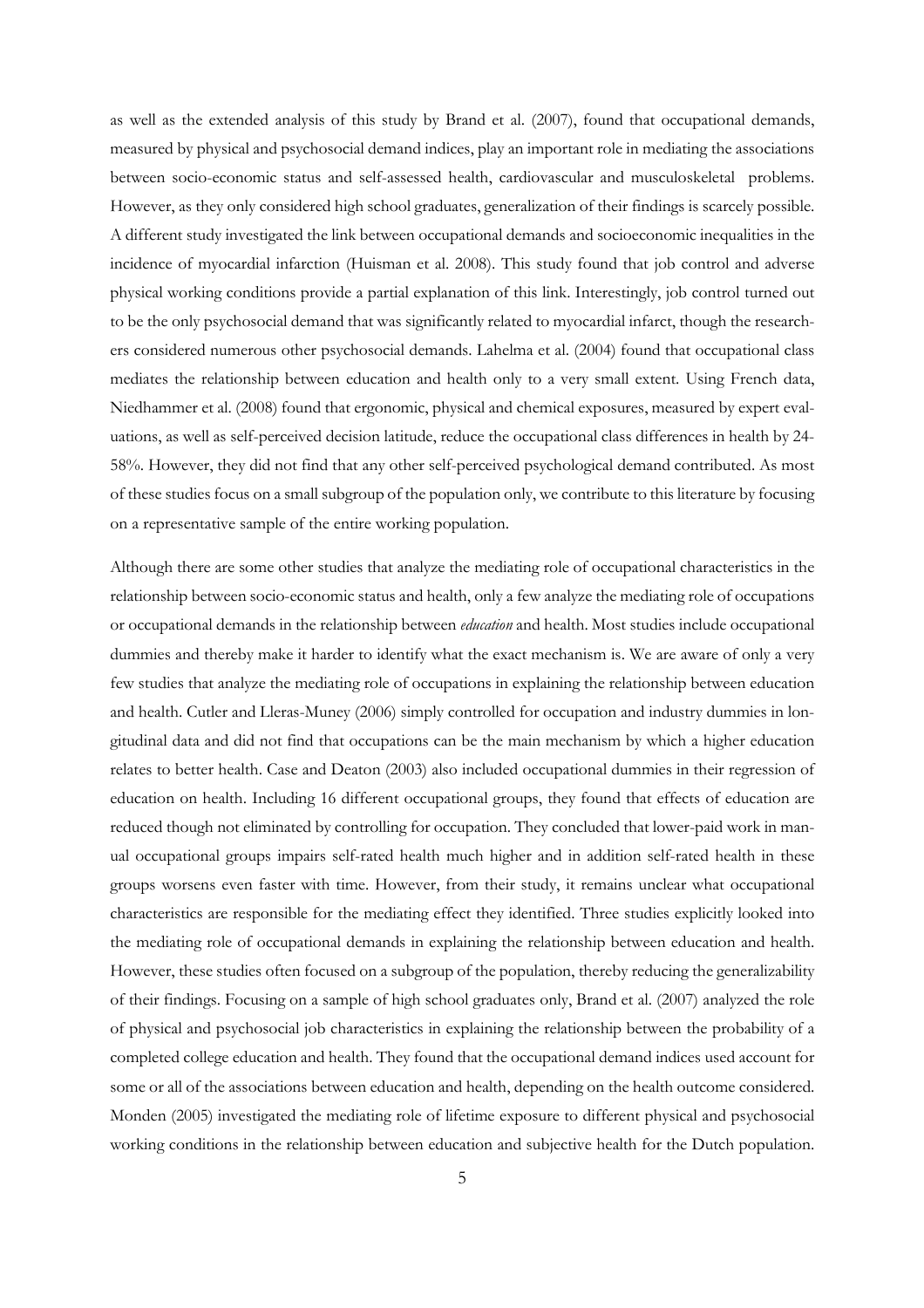as well as the extended analysis of this study by Brand et al. (2007), found that occupational demands, measured by physical and psychosocial demand indices, play an important role in mediating the associations between socio-economic status and self-assessed health, cardiovascular and musculoskeletal problems. However, as they only considered high school graduates, generalization of their findings is scarcely possible. A different study investigated the link between occupational demands and socioeconomic inequalities in the incidence of myocardial infarction (Huisman et al. 2008). This study found that job control and adverse physical working conditions provide a partial explanation of this link. Interestingly, job control turned out to be the only psychosocial demand that was significantly related to myocardial infarct, though the researchers considered numerous other psychosocial demands. Lahelma et al. (2004) found that occupational class mediates the relationship between education and health only to a very small extent. Using French data, Niedhammer et al. (2008) found that ergonomic, physical and chemical exposures, measured by expert evaluations, as well as self-perceived decision latitude, reduce the occupational class differences in health by 24-58%. However, they did not find that any other self-perceived psychological demand contributed. As most of these studies focus on a small subgroup of the population only, we contribute to this literature by focusing on a representative sample of the entire working population.

Although there are some other studies that analyze the mediating role of occupational characteristics in the relationship between socio-economic status and health, only a few analyze the mediating role of occupations or occupational demands in the relationship between *education* and health. Most studies include occupational dummies and thereby make it harder to identify what the exact mechanism is. We are aware of only a very few studies that analyze the mediating role of occupations in explaining the relationship between education and health. Cutler and Lleras-Muney (2006) simply controlled for occupation and industry dummies in longitudinal data and did not find that occupations can be the main mechanism by which a higher education relates to better health. Case and Deaton (2003) also included occupational dummies in their regression of education on health. Including 16 different occupational groups, they found that effects of education are reduced though not eliminated by controlling for occupation. They concluded that lower-paid work in manual occupational groups impairs self-rated health much higher and in addition self-rated health in these groups worsens even faster with time. However, from their study, it remains unclear what occupational characteristics are responsible for the mediating effect they identified. Three studies explicitly looked into the mediating role of occupational demands in explaining the relationship between education and health. However, these studies often focused on a subgroup of the population, thereby reducing the generalizability of their findings. Focusing on a sample of high school graduates only, Brand et al. (2007) analyzed the role of physical and psychosocial job characteristics in explaining the relationship between the probability of a completed college education and health. They found that the occupational demand indices used account for some or all of the associations between education and health, depending on the health outcome considered. Monden (2005) investigated the mediating role of lifetime exposure to different physical and psychosocial working conditions in the relationship between education and subjective health for the Dutch population.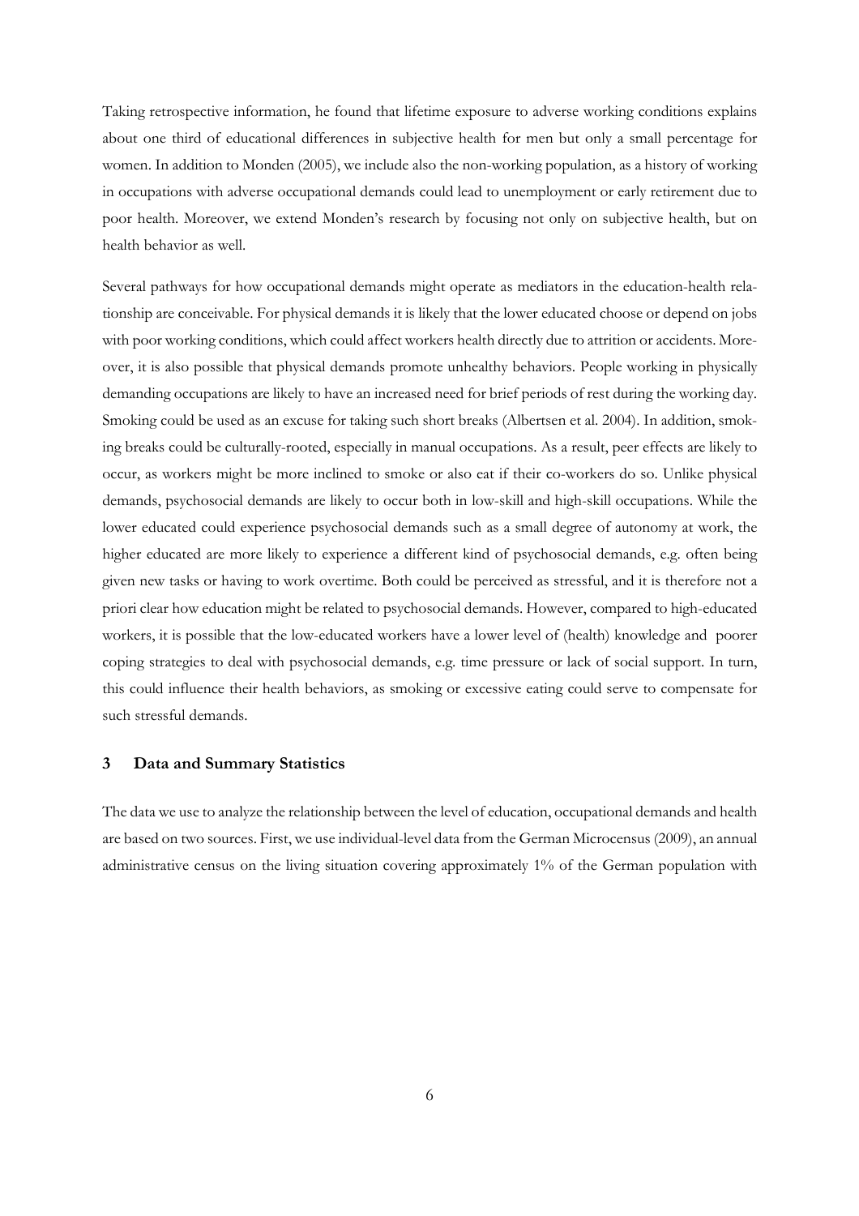Taking retrospective information, he found that lifetime exposure to adverse working conditions explains about one third of educational differences in subjective health for men but only a small percentage for women. In addition to Monden (2005), we include also the non-working population, as a history of working in occupations with adverse occupational demands could lead to unemployment or early retirement due to poor health. Moreover, we extend Monden's research by focusing not only on subjective health, but on health behavior as well.

Several pathways for how occupational demands might operate as mediators in the education-health relationship are conceivable. For physical demands it is likely that the lower educated choose or depend on jobs with poor working conditions, which could affect workers health directly due to attrition or accidents. Moreover, it is also possible that physical demands promote unhealthy behaviors. People working in physically demanding occupations are likely to have an increased need for brief periods of rest during the working day. Smoking could be used as an excuse for taking such short breaks (Albertsen et al. 2004). In addition, smoking breaks could be culturally-rooted, especially in manual occupations. As a result, peer effects are likely to occur, as workers might be more inclined to smoke or also eat if their co-workers do so. Unlike physical demands, psychosocial demands are likely to occur both in low-skill and high-skill occupations. While the lower educated could experience psychosocial demands such as a small degree of autonomy at work, the higher educated are more likely to experience a different kind of psychosocial demands, e.g. often being given new tasks or having to work overtime. Both could be perceived as stressful, and it is therefore not a priori clear how education might be related to psychosocial demands. However, compared to high-educated workers, it is possible that the low-educated workers have a lower level of (health) knowledge and poorer coping strategies to deal with psychosocial demands, e.g. time pressure or lack of social support. In turn, this could influence their health behaviors, as smoking or excessive eating could serve to compensate for such stressful demands.

## 3 Data and Summary Statistics

The data we use to analyze the relationship between the level of education, occupational demands and health are based on two sources. First, we use individual-level data from the German Microcensus (2009), an annual administrative census on the living situation covering approximately 1% of the German population with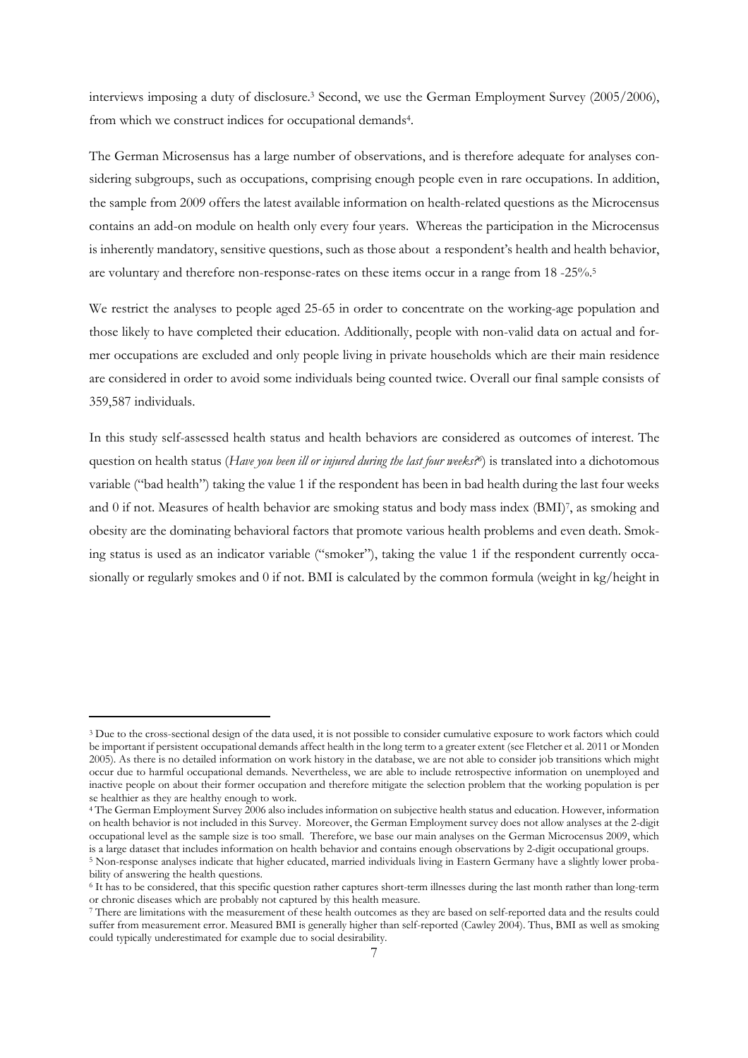interviews imposing a duty of disclosure.[3] Second, we use the German Employment Survey (2005/2006), from which we construct indices for occupational demands[4].

The German Microsensus has a large number of observations, and is therefore adequate for analyses considering subgroups, such as occupations, comprising enough people even in rare occupations. In addition, the sample from 2009 offers the latest available information on health-related questions as the Microcensus contains an add-on module on health only every four years. Whereas the participation in the Microcensus is inherently mandatory, sensitive questions, such as those about a respondent's health and health behavior, are voluntary and therefore non-response-rates on these items occur in a range from 18 -25%.[5]

We restrict the analyses to people aged 25-65 in order to concentrate on the working-age population and those likely to have completed their education. Additionally, people with non-valid data on actual and former occupations are excluded and only people living in private households which are their main residence are considered in order to avoid some individuals being counted twice. Overall our final sample consists of 359,587 individuals.

In this study self-assessed health status and health behaviors are considered as outcomes of interest. The question on health status (*Have you been ill or injured during the last four weeks?*[6]) is translated into a dichotomous variable ("bad health") taking the value 1 if the respondent has been in bad health during the last four weeks and 0 if not. Measures of health behavior are smoking status and body mass index (BMI)[7], as smoking and obesity are the dominating behavioral factors that promote various health problems and even death. Smoking status is used as an indicator variable ("smoker"), taking the value 1 if the respondent currently occasionally or regularly smokes and 0 if not. BMI is calculated by the common formula (weight in kg/height in

---

[3] Due to the cross-sectional design of the data used, it is not possible to consider cumulative exposure to work factors which could be important if persistent occupational demands affect health in the long term to a greater extent (see Fletcher et al. 2011 or Monden 2005). As there is no detailed information on work history in the database, we are not able to consider job transitions which might occur due to harmful occupational demands. Nevertheless, we are able to include retrospective information on unemployed and inactive people on about their former occupation and therefore mitigate the selection problem that the working population is per se healthier as they are healthy enough to work.

[4] The German Employment Survey 2006 also includes information on subjective health status and education. However, information on health behavior is not included in this Survey. Moreover, the German Employment survey does not allow analyses at the 2-digit occupational level as the sample size is too small. Therefore, we base our main analyses on the German Microcensus 2009, which is a large dataset that includes information on health behavior and contains enough observations by 2-digit occupational groups.

[5] Non-response analyses indicate that higher educated, married individuals living in Eastern Germany have a slightly lower probability of answering the health questions.

[6] It has to be considered, that this specific question rather captures short-term illnesses during the last month rather than long-term or chronic diseases which are probably not captured by this health measure.

[7] There are limitations with the measurement of these health outcomes as they are based on self-reported data and the results could suffer from measurement error. Measured BMI is generally higher than self-reported (Cawley 2004). Thus, BMI as well as smoking could typically underestimated for example due to social desirability.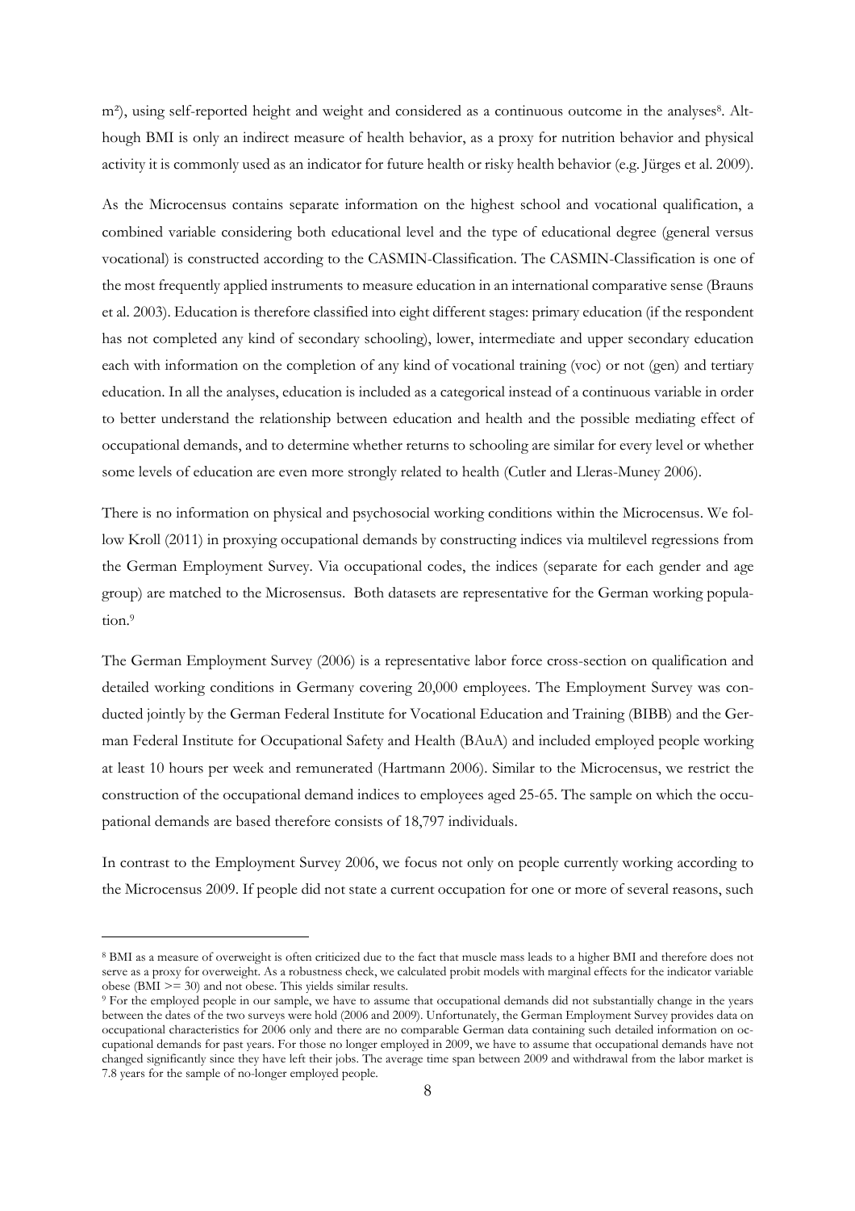m²), using self-reported height and weight and considered as a continuous outcome in the analyses[8]. Although BMI is only an indirect measure of health behavior, as a proxy for nutrition behavior and physical activity it is commonly used as an indicator for future health or risky health behavior (e.g. Jürges et al. 2009).

As the Microcensus contains separate information on the highest school and vocational qualification, a combined variable considering both educational level and the type of educational degree (general versus vocational) is constructed according to the CASMIN-Classification. The CASMIN-Classification is one of the most frequently applied instruments to measure education in an international comparative sense (Brauns et al. 2003). Education is therefore classified into eight different stages: primary education (if the respondent has not completed any kind of secondary schooling), lower, intermediate and upper secondary education each with information on the completion of any kind of vocational training (voc) or not (gen) and tertiary education. In all the analyses, education is included as a categorical instead of a continuous variable in order to better understand the relationship between education and health and the possible mediating effect of occupational demands, and to determine whether returns to schooling are similar for every level or whether some levels of education are even more strongly related to health (Cutler and Lleras-Muney 2006).

There is no information on physical and psychosocial working conditions within the Microcensus. We follow Kroll (2011) in proxying occupational demands by constructing indices via multilevel regressions from the German Employment Survey. Via occupational codes, the indices (separate for each gender and age group) are matched to the Microsensus. Both datasets are representative for the German working population.[9]

The German Employment Survey (2006) is a representative labor force cross-section on qualification and detailed working conditions in Germany covering 20,000 employees. The Employment Survey was conducted jointly by the German Federal Institute for Vocational Education and Training (BIBB) and the German Federal Institute for Occupational Safety and Health (BAuA) and included employed people working at least 10 hours per week and remunerated (Hartmann 2006). Similar to the Microcensus, we restrict the construction of the occupational demand indices to employees aged 25-65. The sample on which the occupational demands are based therefore consists of 18,797 individuals.

In contrast to the Employment Survey 2006, we focus not only on people currently working according to the Microcensus 2009. If people did not state a current occupation for one or more of several reasons, such

---

[8] BMI as a measure of overweight is often criticized due to the fact that muscle mass leads to a higher BMI and therefore does not serve as a proxy for overweight. As a robustness check, we calculated probit models with marginal effects for the indicator variable obese (BMI >= 30) and not obese. This yields similar results.

[9] For the employed people in our sample, we have to assume that occupational demands did not substantially change in the years between the dates of the two surveys were hold (2006 and 2009). Unfortunately, the German Employment Survey provides data on occupational characteristics for 2006 only and there are no comparable German data containing such detailed information on occupational demands for past years. For those no longer employed in 2009, we have to assume that occupational demands have not changed significantly since they have left their jobs. The average time span between 2009 and withdrawal from the labor market is 7.8 years for the sample of no-longer employed people.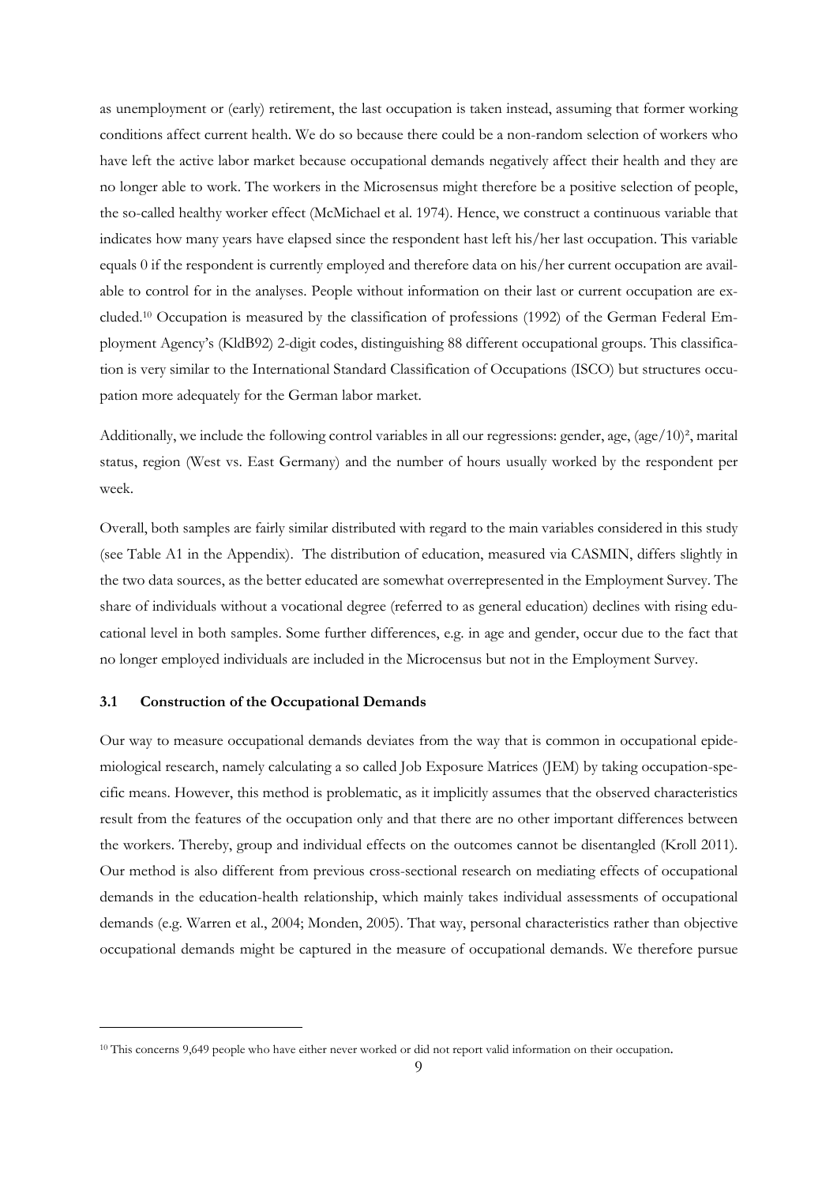as unemployment or (early) retirement, the last occupation is taken instead, assuming that former working conditions affect current health. We do so because there could be a non-random selection of workers who have left the active labor market because occupational demands negatively affect their health and they are no longer able to work. The workers in the Microsensus might therefore be a positive selection of people, the so-called healthy worker effect (McMichael et al. 1974). Hence, we construct a continuous variable that indicates how many years have elapsed since the respondent hast left his/her last occupation. This variable equals 0 if the respondent is currently employed and therefore data on his/her current occupation are available to control for in the analyses. People without information on their last or current occupation are excluded.[10] Occupation is measured by the classification of professions (1992) of the German Federal Employment Agency's (KldB92) 2-digit codes, distinguishing 88 different occupational groups. This classification is very similar to the International Standard Classification of Occupations (ISCO) but structures occupation more adequately for the German labor market.

Additionally, we include the following control variables in all our regressions: gender, age, $(age/10)^2$, marital status, region (West vs. East Germany) and the number of hours usually worked by the respondent per week.

Overall, both samples are fairly similar distributed with regard to the main variables considered in this study (see Table A1 in the Appendix). The distribution of education, measured via CASMIN, differs slightly in the two data sources, as the better educated are somewhat overrepresented in the Employment Survey. The share of individuals without a vocational degree (referred to as general education) declines with rising educational level in both samples. Some further differences, e.g. in age and gender, occur due to the fact that no longer employed individuals are included in the Microcensus but not in the Employment Survey.

### 3.1 Construction of the Occupational Demands

Our way to measure occupational demands deviates from the way that is common in occupational epidemiological research, namely calculating a so called Job Exposure Matrices (JEM) by taking occupation-specific means. However, this method is problematic, as it implicitly assumes that the observed characteristics result from the features of the occupation only and that there are no other important differences between the workers. Thereby, group and individual effects on the outcomes cannot be disentangled (Kroll 2011). Our method is also different from previous cross-sectional research on mediating effects of occupational demands in the education-health relationship, which mainly takes individual assessments of occupational demands (e.g. Warren et al., 2004; Monden, 2005). That way, personal characteristics rather than objective occupational demands might be captured in the measure of occupational demands. We therefore pursue

[10] This concerns 9,649 people who have either never worked or did not report valid information on their occupation.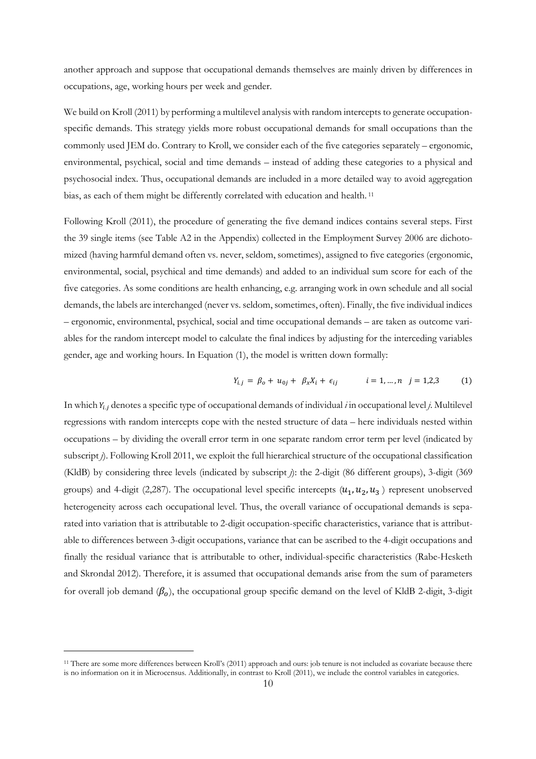another approach and suppose that occupational demands themselves are mainly driven by differences in occupations, age, working hours per week and gender.

We build on Kroll (2011) by performing a multilevel analysis with random intercepts to generate occupation-specific demands. This strategy yields more robust occupational demands for small occupations than the commonly used JEM do. Contrary to Kroll, we consider each of the five categories separately – ergonomic, environmental, psychical, social and time demands – instead of adding these categories to a physical and psychosocial index. Thus, occupational demands are included in a more detailed way to avoid aggregation bias, as each of them might be differently correlated with education and health.[11]

Following Kroll (2011), the procedure of generating the five demand indices contains several steps. First the 39 single items (see Table A2 in the Appendix) collected in the Employment Survey 2006 are dichotomized (having harmful demand often vs. never, seldom, sometimes), assigned to five categories (ergonomic, environmental, social, psychical and time demands) and added to an individual sum score for each of the five categories. As some conditions are health enhancing, e.g. arranging work in own schedule and all social demands, the labels are interchanged (never vs. seldom, sometimes, often). Finally, the five individual indices – ergonomic, environmental, psychical, social and time occupational demands – are taken as outcome variables for the random intercept model to calculate the final indices by adjusting for the interceding variables gender, age and working hours. In Equation (1), the model is written down formally:

$$Y_{i,j} = \beta_o + u_{0j} + \beta_x X_i + \epsilon_{ij} \qquad i = 1, \ldots, n \quad j = 1,2,3 \tag{1}$$

In which $Y_{i,j}$ denotes a specific type of occupational demands of individual *i* in occupational level *j*. Multilevel regressions with random intercepts cope with the nested structure of data – here individuals nested within occupations – by dividing the overall error term in one separate random error term per level (indicated by subscript *j*). Following Kroll 2011, we exploit the full hierarchical structure of the occupational classification (KldB) by considering three levels (indicated by subscript *j*): the 2-digit (86 different groups), 3-digit (369 groups) and 4-digit (2,287). The occupational level specific intercepts ($u_1, u_2, u_3$) represent unobserved heterogeneity across each occupational level. Thus, the overall variance of occupational demands is separated into variation that is attributable to 2-digit occupation-specific characteristics, variance that is attributable to differences between 3-digit occupations, variance that can be ascribed to the 4-digit occupations and finally the residual variance that is attributable to other, individual-specific characteristics (Rabe-Hesketh and Skrondal 2012). Therefore, it is assumed that occupational demands arise from the sum of parameters for overall job demand ($\beta_o$), the occupational group specific demand on the level of KldB 2-digit, 3-digit

[11] There are some more differences between Kroll's (2011) approach and ours: job tenure is not included as covariate because there is no information on it in Microcensus. Additionally, in contrast to Kroll (2011), we include the control variables in categories.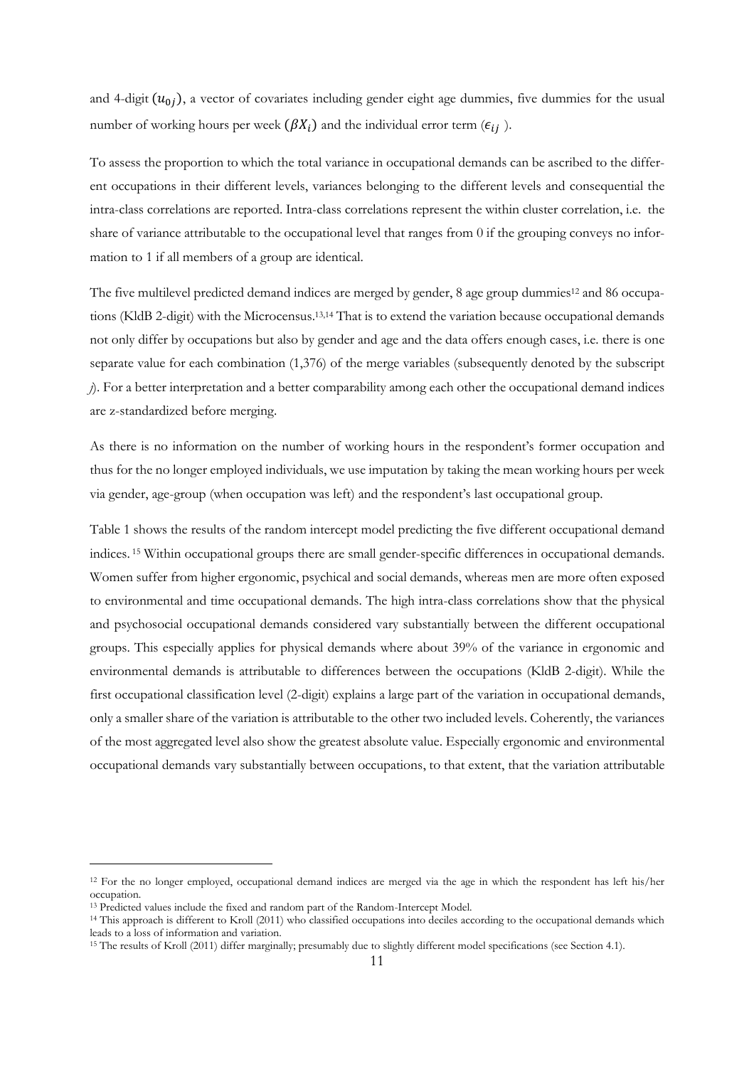and 4-digit $(u_{0j})$, a vector of covariates including gender eight age dummies, five dummies for the usual number of working hours per week $(\beta X_i)$ and the individual error term $(\epsilon_{ij})$.

To assess the proportion to which the total variance in occupational demands can be ascribed to the different occupations in their different levels, variances belonging to the different levels and consequential the intra-class correlations are reported. Intra-class correlations represent the within cluster correlation, i.e. the share of variance attributable to the occupational level that ranges from 0 if the grouping conveys no information to 1 if all members of a group are identical.

The five multilevel predicted demand indices are merged by gender, 8 age group dummies[12] and 86 occupations (KldB 2-digit) with the Microcensus.[13,14] That is to extend the variation because occupational demands not only differ by occupations but also by gender and age and the data offers enough cases, i.e. there is one separate value for each combination (1,376) of the merge variables (subsequently denoted by the subscript *j*). For a better interpretation and a better comparability among each other the occupational demand indices are z-standardized before merging.

As there is no information on the number of working hours in the respondent's former occupation and thus for the no longer employed individuals, we use imputation by taking the mean working hours per week via gender, age-group (when occupation was left) and the respondent's last occupational group.

Table 1 shows the results of the random intercept model predicting the five different occupational demand indices.[15] Within occupational groups there are small gender-specific differences in occupational demands. Women suffer from higher ergonomic, psychical and social demands, whereas men are more often exposed to environmental and time occupational demands. The high intra-class correlations show that the physical and psychosocial occupational demands considered vary substantially between the different occupational groups. This especially applies for physical demands where about 39% of the variance in ergonomic and environmental demands is attributable to differences between the occupations (KldB 2-digit). While the first occupational classification level (2-digit) explains a large part of the variation in occupational demands, only a smaller share of the variation is attributable to the other two included levels. Coherently, the variances of the most aggregated level also show the greatest absolute value. Especially ergonomic and environmental occupational demands vary substantially between occupations, to that extent, that the variation attributable

[12] For the no longer employed, occupational demand indices are merged via the age in which the respondent has left his/her occupation.

[13] Predicted values include the fixed and random part of the Random-Intercept Model.

[14] This approach is different to Kroll (2011) who classified occupations into deciles according to the occupational demands which leads to a loss of information and variation.

[15] The results of Kroll (2011) differ marginally; presumably due to slightly different model specifications (see Section 4.1).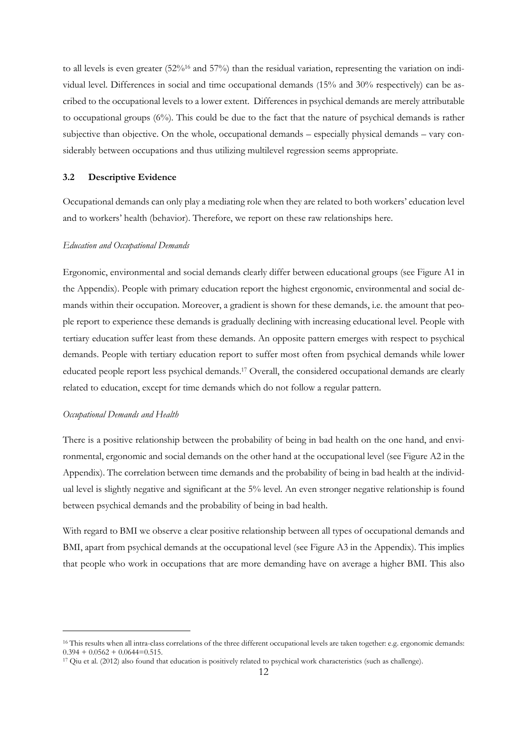to all levels is even greater (52%[16] and 57%) than the residual variation, representing the variation on individual level. Differences in social and time occupational demands (15% and 30% respectively) can be ascribed to the occupational levels to a lower extent. Differences in psychical demands are merely attributable to occupational groups (6%). This could be due to the fact that the nature of psychical demands is rather subjective than objective. On the whole, occupational demands – especially physical demands – vary considerably between occupations and thus utilizing multilevel regression seems appropriate.

### 3.2 Descriptive Evidence

Occupational demands can only play a mediating role when they are related to both workers' education level and to workers' health (behavior). Therefore, we report on these raw relationships here.

*Education and Occupational Demands*

Ergonomic, environmental and social demands clearly differ between educational groups (see Figure A1 in the Appendix). People with primary education report the highest ergonomic, environmental and social demands within their occupation. Moreover, a gradient is shown for these demands, i.e. the amount that people report to experience these demands is gradually declining with increasing educational level. People with tertiary education suffer least from these demands. An opposite pattern emerges with respect to psychical demands. People with tertiary education report to suffer most often from psychical demands while lower educated people report less psychical demands.[17] Overall, the considered occupational demands are clearly related to education, except for time demands which do not follow a regular pattern.

*Occupational Demands and Health*

There is a positive relationship between the probability of being in bad health on the one hand, and environmental, ergonomic and social demands on the other hand at the occupational level (see Figure A2 in the Appendix). The correlation between time demands and the probability of being in bad health at the individual level is slightly negative and significant at the 5% level. An even stronger negative relationship is found between psychical demands and the probability of being in bad health.

With regard to BMI we observe a clear positive relationship between all types of occupational demands and BMI, apart from psychical demands at the occupational level (see Figure A3 in the Appendix). This implies that people who work in occupations that are more demanding have on average a higher BMI. This also

---

[16] This results when all intra-class correlations of the three different occupational levels are taken together: e.g. ergonomic demands: $0.394 + 0.0562 + 0.0644 = 0.515$.

[17] Qiu et al. (2012) also found that education is positively related to psychical work characteristics (such as challenge).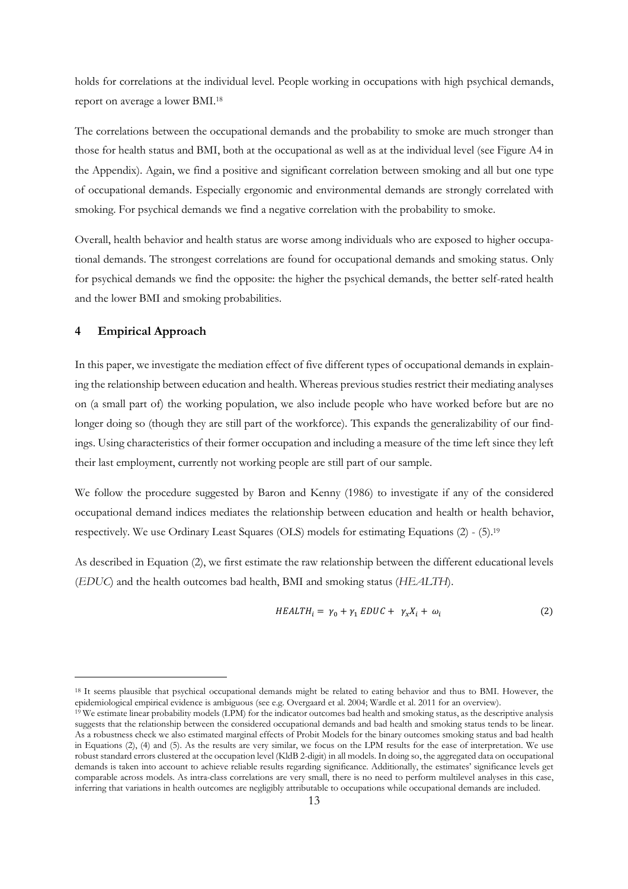holds for correlations at the individual level. People working in occupations with high psychical demands, report on average a lower BMI.[18]

The correlations between the occupational demands and the probability to smoke are much stronger than those for health status and BMI, both at the occupational as well as at the individual level (see Figure A4 in the Appendix). Again, we find a positive and significant correlation between smoking and all but one type of occupational demands. Especially ergonomic and environmental demands are strongly correlated with smoking. For psychical demands we find a negative correlation with the probability to smoke.

Overall, health behavior and health status are worse among individuals who are exposed to higher occupational demands. The strongest correlations are found for occupational demands and smoking status. Only for psychical demands we find the opposite: the higher the psychical demands, the better self-rated health and the lower BMI and smoking probabilities.

## 4 Empirical Approach

In this paper, we investigate the mediation effect of five different types of occupational demands in explaining the relationship between education and health. Whereas previous studies restrict their mediating analyses on (a small part of) the working population, we also include people who have worked before but are no longer doing so (though they are still part of the workforce). This expands the generalizability of our findings. Using characteristics of their former occupation and including a measure of the time left since they left their last employment, currently not working people are still part of our sample.

We follow the procedure suggested by Baron and Kenny (1986) to investigate if any of the considered occupational demand indices mediates the relationship between education and health or health behavior, respectively. We use Ordinary Least Squares (OLS) models for estimating Equations (2) - (5).[19]

As described in Equation (2), we first estimate the raw relationship between the different educational levels (*EDUC*) and the health outcomes bad health, BMI and smoking status (*HEALTH*).

$$HEALTH_i = \gamma_0 + \gamma_1 \, EDUC + \gamma_x X_i + \omega_i \tag{2}$$

---

[18] It seems plausible that psychical occupational demands might be related to eating behavior and thus to BMI. However, the epidemiological empirical evidence is ambiguous (see e.g. Overgaard et al. 2004; Wardle et al. 2011 for an overview).

[19] We estimate linear probability models (LPM) for the indicator outcomes bad health and smoking status, as the descriptive analysis suggests that the relationship between the considered occupational demands and bad health and smoking status tends to be linear. As a robustness check we also estimated marginal effects of Probit Models for the binary outcomes smoking status and bad health in Equations (2), (4) and (5). As the results are very similar, we focus on the LPM results for the ease of interpretation. We use robust standard errors clustered at the occupation level (KldB 2-digit) in all models. In doing so, the aggregated data on occupational demands is taken into account to achieve reliable results regarding significance. Additionally, the estimates' significance levels get comparable across models. As intra-class correlations are very small, there is no need to perform multilevel analyses in this case, inferring that variations in health outcomes are negligibly attributable to occupations while occupational demands are included.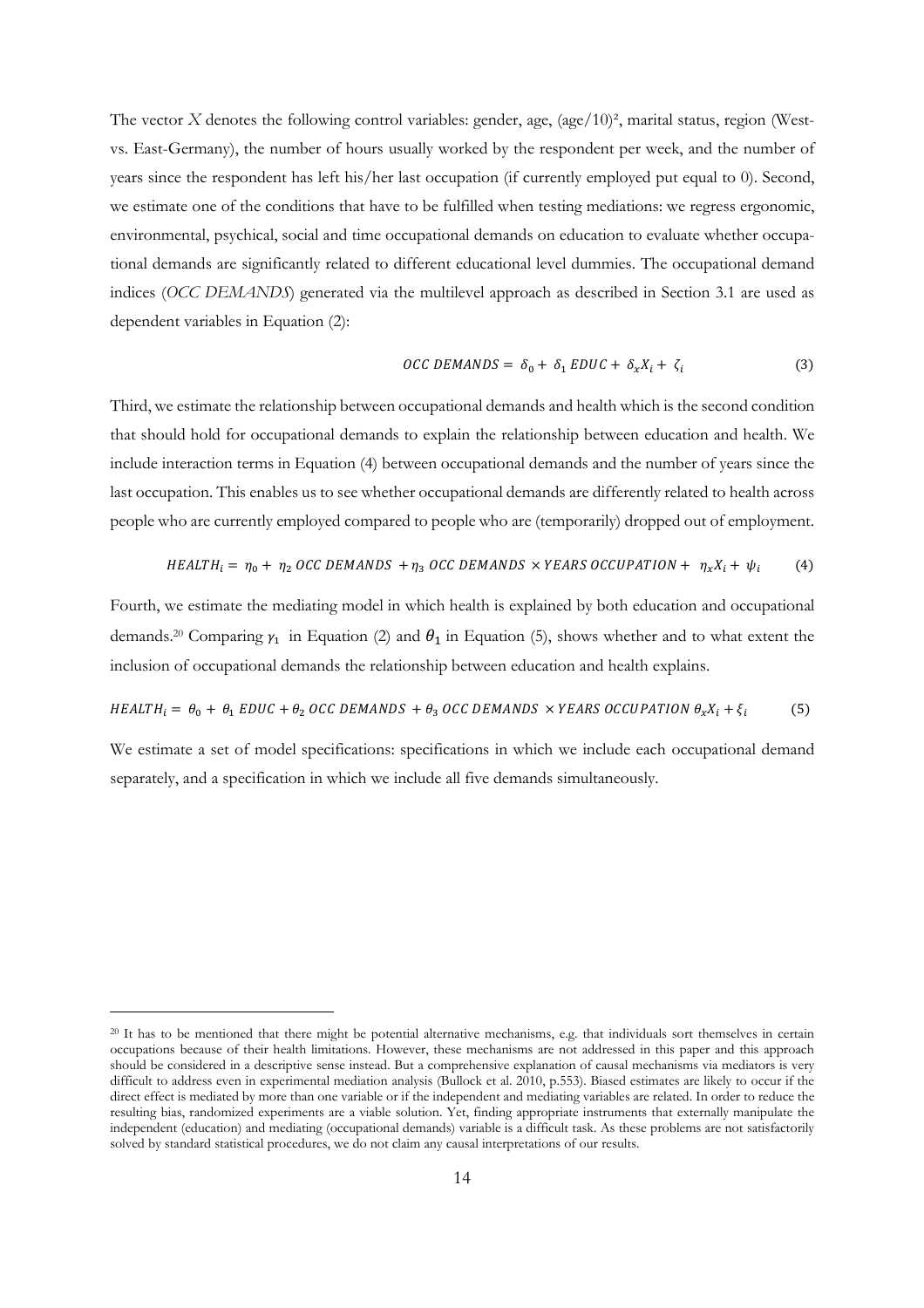The vector $X$ denotes the following control variables: gender, age, $(age/10)^2$, marital status, region (West- vs. East-Germany), the number of hours usually worked by the respondent per week, and the number of years since the respondent has left his/her last occupation (if currently employed put equal to 0). Second, we estimate one of the conditions that have to be fulfilled when testing mediations: we regress ergonomic, environmental, psychical, social and time occupational demands on education to evaluate whether occupational demands are significantly related to different educational level dummies. The occupational demand indices (*OCC DEMANDS*) generated via the multilevel approach as described in Section 3.1 are used as dependent variables in Equation (2):

$$OCC\ DEMANDS = \delta_0 + \delta_1\ EDUC + \delta_x X_i + \zeta_i \tag{3}$$

Third, we estimate the relationship between occupational demands and health which is the second condition that should hold for occupational demands to explain the relationship between education and health. We include interaction terms in Equation (4) between occupational demands and the number of years since the last occupation. This enables us to see whether occupational demands are differently related to health across people who are currently employed compared to people who are (temporarily) dropped out of employment.

$$HEALTH_i = \eta_0 + \eta_2\ OCC\ DEMANDS + \eta_3\ OCC\ DEMANDS \times YEARS\ OCCUPATION + \eta_x X_i + \psi_i \tag{4}$$

Fourth, we estimate the mediating model in which health is explained by both education and occupational demands.[20] Comparing $\gamma_1$ in Equation (2) and $\theta_1$ in Equation (5), shows whether and to what extent the inclusion of occupational demands the relationship between education and health explains.

$$HEALTH_i = \theta_0 + \theta_1\ EDUC + \theta_2\ OCC\ DEMANDS + \theta_3\ OCC\ DEMANDS \times YEARS\ OCCUPATION\ \theta_x X_i + \xi_i \tag{5}$$

We estimate a set of model specifications: specifications in which we include each occupational demand separately, and a specification in which we include all five demands simultaneously.

[20] It has to be mentioned that there might be potential alternative mechanisms, e.g. that individuals sort themselves in certain occupations because of their health limitations. However, these mechanisms are not addressed in this paper and this approach should be considered in a descriptive sense instead. But a comprehensive explanation of causal mechanisms via mediators is very difficult to address even in experimental mediation analysis (Bullock et al. 2010, p.553). Biased estimates are likely to occur if the direct effect is mediated by more than one variable or if the independent and mediating variables are related. In order to reduce the resulting bias, randomized experiments are a viable solution. Yet, finding appropriate instruments that externally manipulate the independent (education) and mediating (occupational demands) variable is a difficult task. As these problems are not satisfactorily solved by standard statistical procedures, we do not claim any causal interpretations of our results.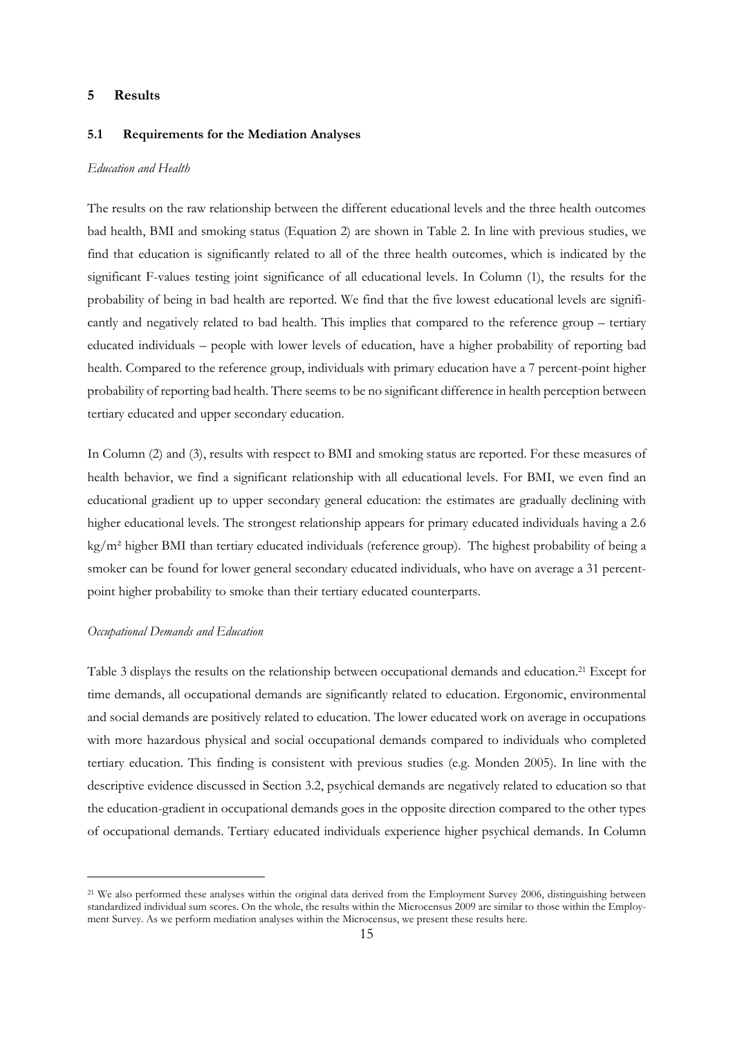# 5 Results

## 5.1 Requirements for the Mediation Analyses

*Education and Health*

The results on the raw relationship between the different educational levels and the three health outcomes bad health, BMI and smoking status (Equation 2) are shown in Table 2. In line with previous studies, we find that education is significantly related to all of the three health outcomes, which is indicated by the significant F-values testing joint significance of all educational levels. In Column (1), the results for the probability of being in bad health are reported. We find that the five lowest educational levels are significantly and negatively related to bad health. This implies that compared to the reference group – tertiary educated individuals – people with lower levels of education, have a higher probability of reporting bad health. Compared to the reference group, individuals with primary education have a 7 percent-point higher probability of reporting bad health. There seems to be no significant difference in health perception between tertiary educated and upper secondary education.

In Column (2) and (3), results with respect to BMI and smoking status are reported. For these measures of health behavior, we find a significant relationship with all educational levels. For BMI, we even find an educational gradient up to upper secondary general education: the estimates are gradually declining with higher educational levels. The strongest relationship appears for primary educated individuals having a 2.6 $kg/m^2$ higher BMI than tertiary educated individuals (reference group). The highest probability of being a smoker can be found for lower general secondary educated individuals, who have on average a 31 percent-point higher probability to smoke than their tertiary educated counterparts.

*Occupational Demands and Education*

Table 3 displays the results on the relationship between occupational demands and education.[21] Except for time demands, all occupational demands are significantly related to education. Ergonomic, environmental and social demands are positively related to education. The lower educated work on average in occupations with more hazardous physical and social occupational demands compared to individuals who completed tertiary education. This finding is consistent with previous studies (e.g. Monden 2005). In line with the descriptive evidence discussed in Section 3.2, psychical demands are negatively related to education so that the education-gradient in occupational demands goes in the opposite direction compared to the other types of occupational demands. Tertiary educated individuals experience higher psychical demands. In Column

[21] We also performed these analyses within the original data derived from the Employment Survey 2006, distinguishing between standardized individual sum scores. On the whole, the results within the Microcensus 2009 are similar to those within the Employment Survey. As we perform mediation analyses within the Microcensus, we present these results here.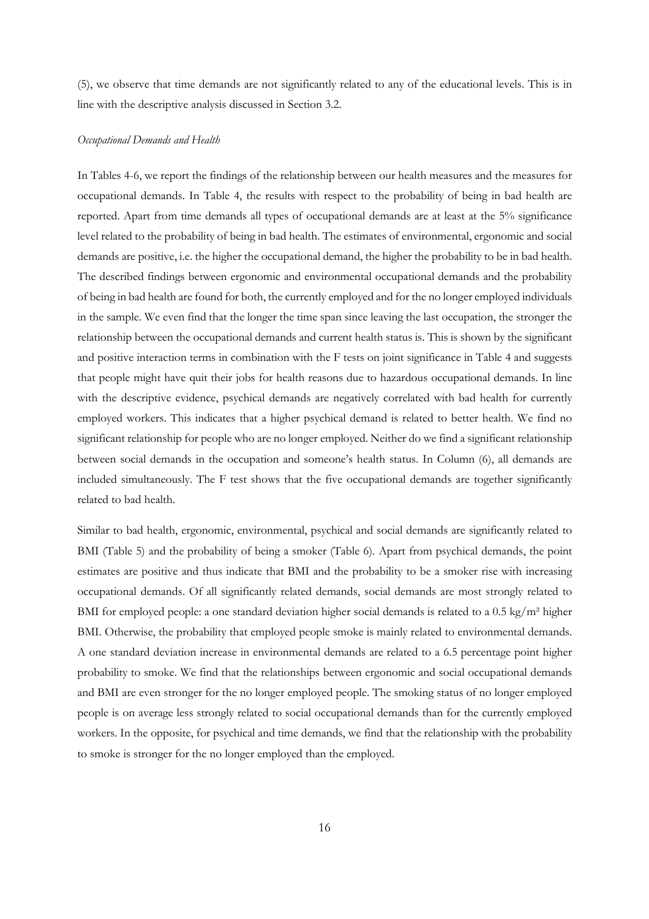(5), we observe that time demands are not significantly related to any of the educational levels. This is in line with the descriptive analysis discussed in Section 3.2.

*Occupational Demands and Health*

In Tables 4-6, we report the findings of the relationship between our health measures and the measures for occupational demands. In Table 4, the results with respect to the probability of being in bad health are reported. Apart from time demands all types of occupational demands are at least at the 5% significance level related to the probability of being in bad health. The estimates of environmental, ergonomic and social demands are positive, i.e. the higher the occupational demand, the higher the probability to be in bad health. The described findings between ergonomic and environmental occupational demands and the probability of being in bad health are found for both, the currently employed and for the no longer employed individuals in the sample. We even find that the longer the time span since leaving the last occupation, the stronger the relationship between the occupational demands and current health status is. This is shown by the significant and positive interaction terms in combination with the F tests on joint significance in Table 4 and suggests that people might have quit their jobs for health reasons due to hazardous occupational demands. In line with the descriptive evidence, psychical demands are negatively correlated with bad health for currently employed workers. This indicates that a higher psychical demand is related to better health. We find no significant relationship for people who are no longer employed. Neither do we find a significant relationship between social demands in the occupation and someone's health status. In Column (6), all demands are included simultaneously. The F test shows that the five occupational demands are together significantly related to bad health.

Similar to bad health, ergonomic, environmental, psychical and social demands are significantly related to BMI (Table 5) and the probability of being a smoker (Table 6). Apart from psychical demands, the point estimates are positive and thus indicate that BMI and the probability to be a smoker rise with increasing occupational demands. Of all significantly related demands, social demands are most strongly related to BMI for employed people: a one standard deviation higher social demands is related to a 0.5 $kg/m^2$ higher BMI. Otherwise, the probability that employed people smoke is mainly related to environmental demands. A one standard deviation increase in environmental demands are related to a 6.5 percentage point higher probability to smoke. We find that the relationships between ergonomic and social occupational demands and BMI are even stronger for the no longer employed people. The smoking status of no longer employed people is on average less strongly related to social occupational demands than for the currently employed workers. In the opposite, for psychical and time demands, we find that the relationship with the probability to smoke is stronger for the no longer employed than the employed.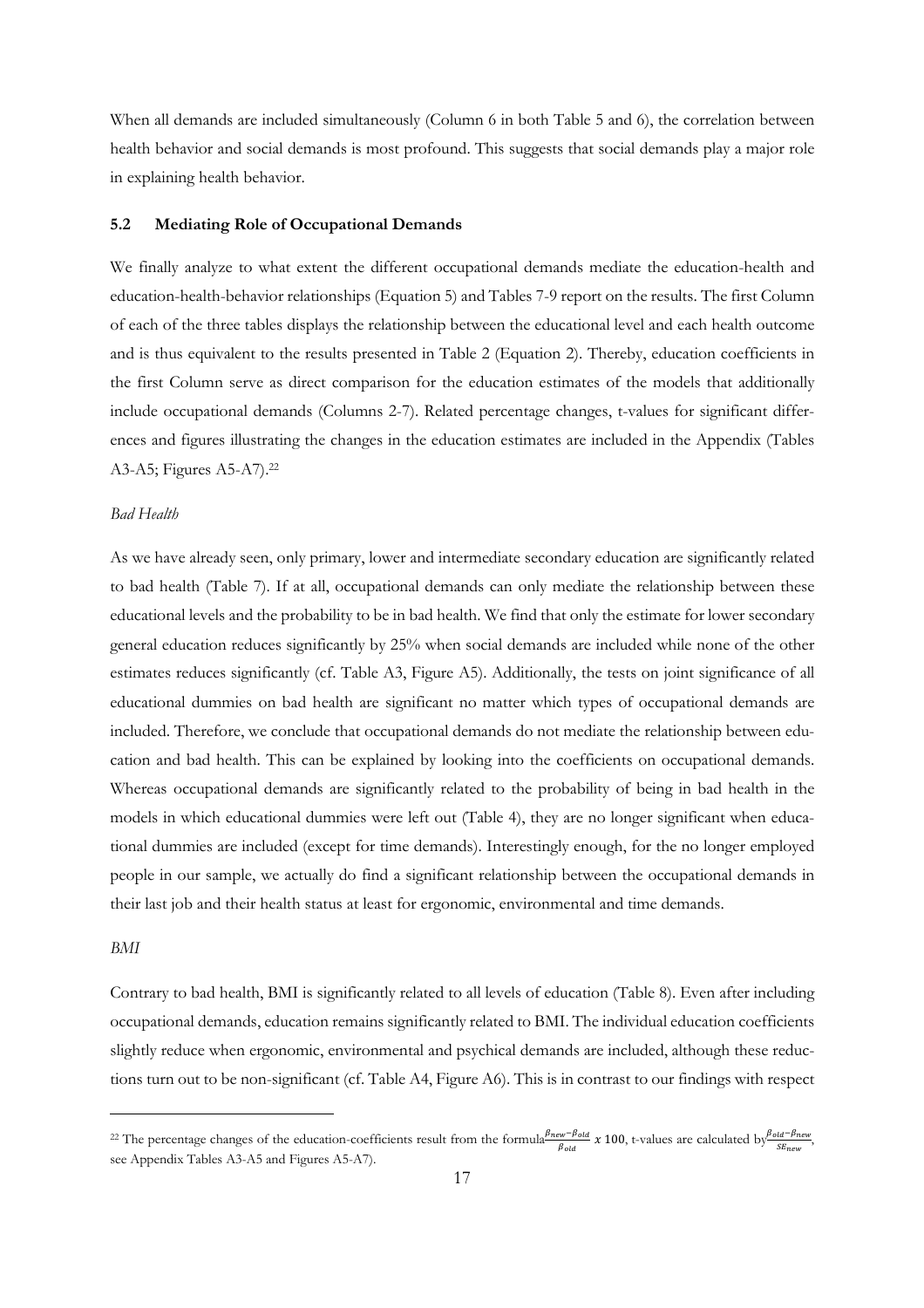When all demands are included simultaneously (Column 6 in both Table 5 and 6), the correlation between health behavior and social demands is most profound. This suggests that social demands play a major role in explaining health behavior.

### 5.2 Mediating Role of Occupational Demands

We finally analyze to what extent the different occupational demands mediate the education-health and education-health-behavior relationships (Equation 5) and Tables 7-9 report on the results. The first Column of each of the three tables displays the relationship between the educational level and each health outcome and is thus equivalent to the results presented in Table 2 (Equation 2). Thereby, education coefficients in the first Column serve as direct comparison for the education estimates of the models that additionally include occupational demands (Columns 2-7). Related percentage changes, t-values for significant differences and figures illustrating the changes in the education estimates are included in the Appendix (Tables A3-A5; Figures A5-A7).[22]

*Bad Health*

As we have already seen, only primary, lower and intermediate secondary education are significantly related to bad health (Table 7). If at all, occupational demands can only mediate the relationship between these educational levels and the probability to be in bad health. We find that only the estimate for lower secondary general education reduces significantly by 25% when social demands are included while none of the other estimates reduces significantly (cf. Table A3, Figure A5). Additionally, the tests on joint significance of all educational dummies on bad health are significant no matter which types of occupational demands are included. Therefore, we conclude that occupational demands do not mediate the relationship between education and bad health. This can be explained by looking into the coefficients on occupational demands. Whereas occupational demands are significantly related to the probability of being in bad health in the models in which educational dummies were left out (Table 4), they are no longer significant when educational dummies are included (except for time demands). Interestingly enough, for the no longer employed people in our sample, we actually do find a significant relationship between the occupational demands in their last job and their health status at least for ergonomic, environmental and time demands.

*BMI*

Contrary to bad health, BMI is significantly related to all levels of education (Table 8). Even after including occupational demands, education remains significantly related to BMI. The individual education coefficients slightly reduce when ergonomic, environmental and psychical demands are included, although these reductions turn out to be non-significant (cf. Table A4, Figure A6). This is in contrast to our findings with respect

---

[22] The percentage changes of the education-coefficients result from the formula $\frac{\beta_{new}-\beta_{old}}{\beta_{old}} \ x \ 100$, t-values are calculated by $\frac{\beta_{old}-\beta_{new}}{SE_{new}}$, see Appendix Tables A3-A5 and Figures A5-A7).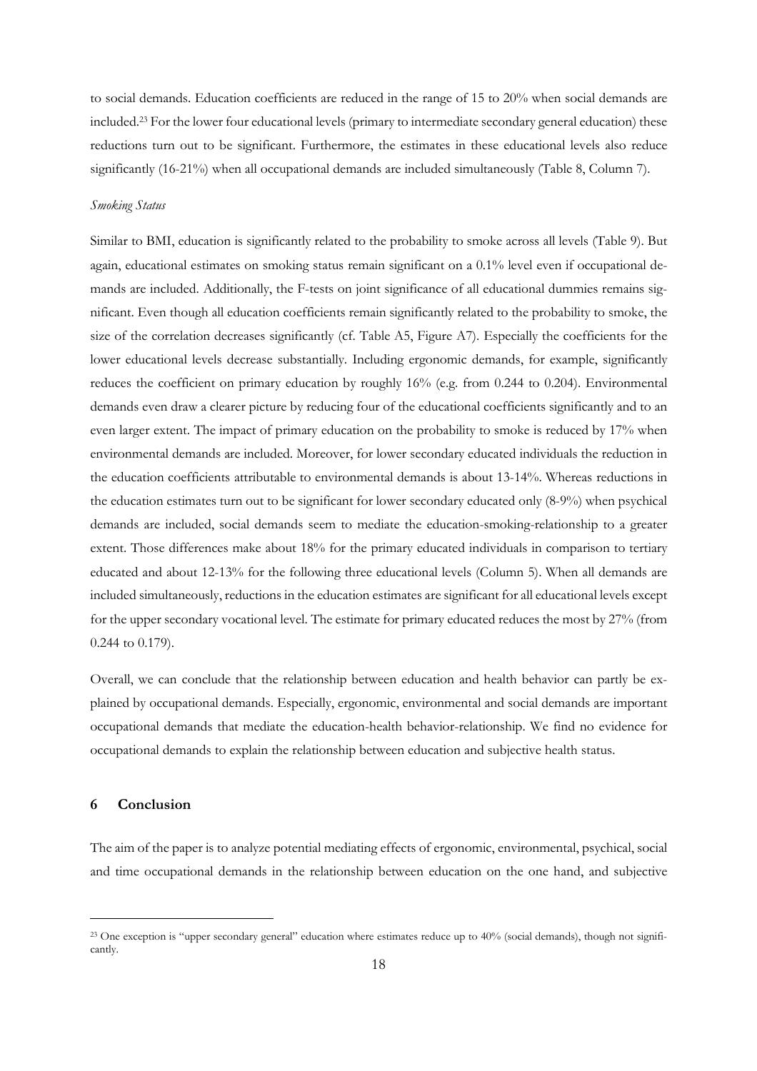to social demands. Education coefficients are reduced in the range of 15 to 20% when social demands are included.[23] For the lower four educational levels (primary to intermediate secondary general education) these reductions turn out to be significant. Furthermore, the estimates in these educational levels also reduce significantly (16-21%) when all occupational demands are included simultaneously (Table 8, Column 7).

*Smoking Status*

Similar to BMI, education is significantly related to the probability to smoke across all levels (Table 9). But again, educational estimates on smoking status remain significant on a 0.1% level even if occupational demands are included. Additionally, the F-tests on joint significance of all educational dummies remains significant. Even though all education coefficients remain significantly related to the probability to smoke, the size of the correlation decreases significantly (cf. Table A5, Figure A7). Especially the coefficients for the lower educational levels decrease substantially. Including ergonomic demands, for example, significantly reduces the coefficient on primary education by roughly 16% (e.g. from 0.244 to 0.204). Environmental demands even draw a clearer picture by reducing four of the educational coefficients significantly and to an even larger extent. The impact of primary education on the probability to smoke is reduced by 17% when environmental demands are included. Moreover, for lower secondary educated individuals the reduction in the education coefficients attributable to environmental demands is about 13-14%. Whereas reductions in the education estimates turn out to be significant for lower secondary educated only (8-9%) when psychical demands are included, social demands seem to mediate the education-smoking-relationship to a greater extent. Those differences make about 18% for the primary educated individuals in comparison to tertiary educated and about 12-13% for the following three educational levels (Column 5). When all demands are included simultaneously, reductions in the education estimates are significant for all educational levels except for the upper secondary vocational level. The estimate for primary educated reduces the most by 27% (from 0.244 to 0.179).

Overall, we can conclude that the relationship between education and health behavior can partly be explained by occupational demands. Especially, ergonomic, environmental and social demands are important occupational demands that mediate the education-health behavior-relationship. We find no evidence for occupational demands to explain the relationship between education and subjective health status.

## 6 Conclusion

The aim of the paper is to analyze potential mediating effects of ergonomic, environmental, psychical, social and time occupational demands in the relationship between education on the one hand, and subjective

[23] One exception is "upper secondary general" education where estimates reduce up to 40% (social demands), though not significantly.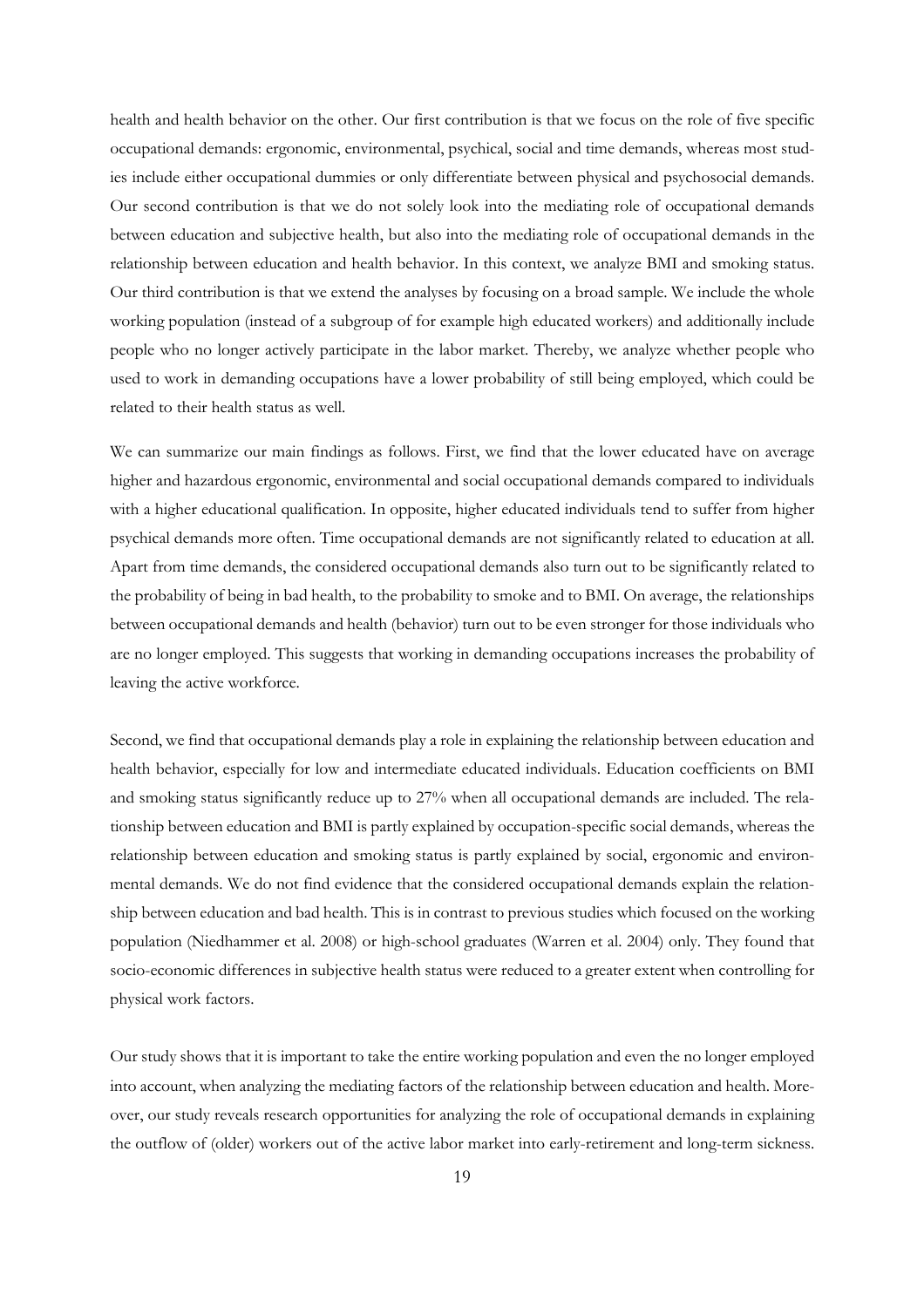health and health behavior on the other. Our first contribution is that we focus on the role of five specific occupational demands: ergonomic, environmental, psychical, social and time demands, whereas most studies include either occupational dummies or only differentiate between physical and psychosocial demands. Our second contribution is that we do not solely look into the mediating role of occupational demands between education and subjective health, but also into the mediating role of occupational demands in the relationship between education and health behavior. In this context, we analyze BMI and smoking status. Our third contribution is that we extend the analyses by focusing on a broad sample. We include the whole working population (instead of a subgroup of for example high educated workers) and additionally include people who no longer actively participate in the labor market. Thereby, we analyze whether people who used to work in demanding occupations have a lower probability of still being employed, which could be related to their health status as well.

We can summarize our main findings as follows. First, we find that the lower educated have on average higher and hazardous ergonomic, environmental and social occupational demands compared to individuals with a higher educational qualification. In opposite, higher educated individuals tend to suffer from higher psychical demands more often. Time occupational demands are not significantly related to education at all. Apart from time demands, the considered occupational demands also turn out to be significantly related to the probability of being in bad health, to the probability to smoke and to BMI. On average, the relationships between occupational demands and health (behavior) turn out to be even stronger for those individuals who are no longer employed. This suggests that working in demanding occupations increases the probability of leaving the active workforce.

Second, we find that occupational demands play a role in explaining the relationship between education and health behavior, especially for low and intermediate educated individuals. Education coefficients on BMI and smoking status significantly reduce up to 27% when all occupational demands are included. The relationship between education and BMI is partly explained by occupation-specific social demands, whereas the relationship between education and smoking status is partly explained by social, ergonomic and environmental demands. We do not find evidence that the considered occupational demands explain the relationship between education and bad health. This is in contrast to previous studies which focused on the working population (Niedhammer et al. 2008) or high-school graduates (Warren et al. 2004) only. They found that socio-economic differences in subjective health status were reduced to a greater extent when controlling for physical work factors.

Our study shows that it is important to take the entire working population and even the no longer employed into account, when analyzing the mediating factors of the relationship between education and health. Moreover, our study reveals research opportunities for analyzing the role of occupational demands in explaining the outflow of (older) workers out of the active labor market into early-retirement and long-term sickness.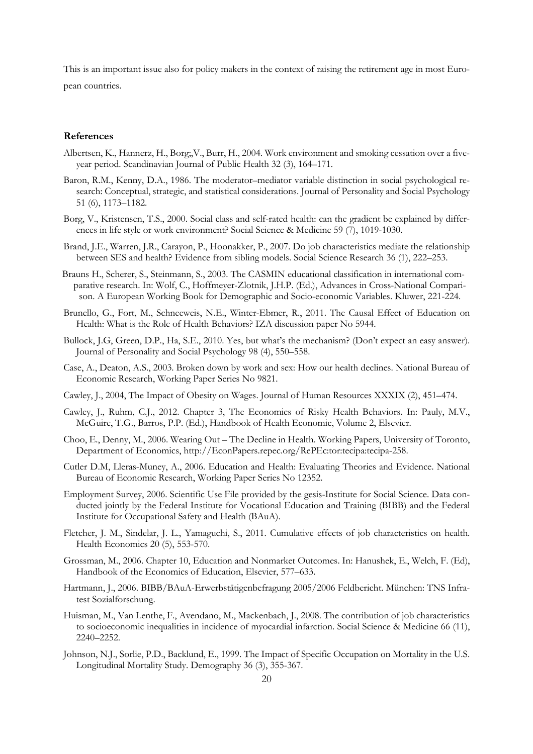This is an important issue also for policy makers in the context of raising the retirement age in most European countries.

## References

Albertsen, K., Hannerz, H., Borg;,V., Burr, H., 2004. Work environment and smoking cessation over a five-year period. Scandinavian Journal of Public Health 32 (3), 164–171.

Baron, R.M., Kenny, D.A., 1986. The moderator–mediator variable distinction in social psychological research: Conceptual, strategic, and statistical considerations. Journal of Personality and Social Psychology 51 (6), 1173–1182.

Borg, V., Kristensen, T.S., 2000. Social class and self-rated health: can the gradient be explained by differences in life style or work environment? Social Science & Medicine 59 (7), 1019-1030.

Brand, J.E., Warren, J.R., Carayon, P., Hoonakker, P., 2007. Do job characteristics mediate the relationship between SES and health? Evidence from sibling models. Social Science Research 36 (1), 222–253.

Brauns H., Scherer, S., Steinmann, S., 2003. The CASMIN educational classification in international comparative research. In: Wolf, C., Hoffmeyer-Zlotnik, J.H.P. (Ed.), Advances in Cross-National Comparison. A European Working Book for Demographic and Socio-economic Variables. Kluwer, 221-224.

Brunello, G., Fort, M., Schneeweis, N.E., Winter-Ebmer, R., 2011. The Causal Effect of Education on Health: What is the Role of Health Behaviors? IZA discussion paper No 5944.

Bullock, J.G, Green, D.P., Ha, S.E., 2010. Yes, but what's the mechanism? (Don't expect an easy answer). Journal of Personality and Social Psychology 98 (4), 550–558.

Case, A., Deaton, A.S., 2003. Broken down by work and sex: How our health declines. National Bureau of Economic Research, Working Paper Series No 9821.

Cawley, J., 2004, The Impact of Obesity on Wages. Journal of Human Resources XXXIX (2), 451–474.

Cawley, J., Ruhm, C.J., 2012. Chapter 3, The Economics of Risky Health Behaviors. In: Pauly, M.V., McGuire, T.G., Barros, P.P. (Ed.), Handbook of Health Economic, Volume 2, Elsevier.

Choo, E., Denny, M., 2006. Wearing Out – The Decline in Health. Working Papers, University of Toronto, Department of Economics, http://EconPapers.repec.org/RePEc:tor:tecipa:tecipa-258.

Cutler D.M, Lleras-Muney, A., 2006. Education and Health: Evaluating Theories and Evidence. National Bureau of Economic Research, Working Paper Series No 12352.

Employment Survey, 2006. Scientific Use File provided by the gesis-Institute for Social Science. Data conducted jointly by the Federal Institute for Vocational Education and Training (BIBB) and the Federal Institute for Occupational Safety and Health (BAuA).

Fletcher, J. M., Sindelar, J. L., Yamaguchi, S., 2011. Cumulative effects of job characteristics on health. Health Economics 20 (5), 553-570.

Grossman, M., 2006. Chapter 10, Education and Nonmarket Outcomes. In: Hanushek, E., Welch, F. (Ed), Handbook of the Economics of Education, Elsevier, 577–633.

Hartmann, J., 2006. BIBB/BAuA-Erwerbstätigenbefragung 2005/2006 Feldbericht. München: TNS Infratest Sozialforschung.

Huisman, M., Van Lenthe, F., Avendano, M., Mackenbach, J., 2008. The contribution of job characteristics to socioeconomic inequalities in incidence of myocardial infarction. Social Science & Medicine 66 (11), 2240–2252.

Johnson, N.J., Sorlie, P.D., Backlund, E., 1999. The Impact of Specific Occupation on Mortality in the U.S. Longitudinal Mortality Study. Demography 36 (3), 355-367.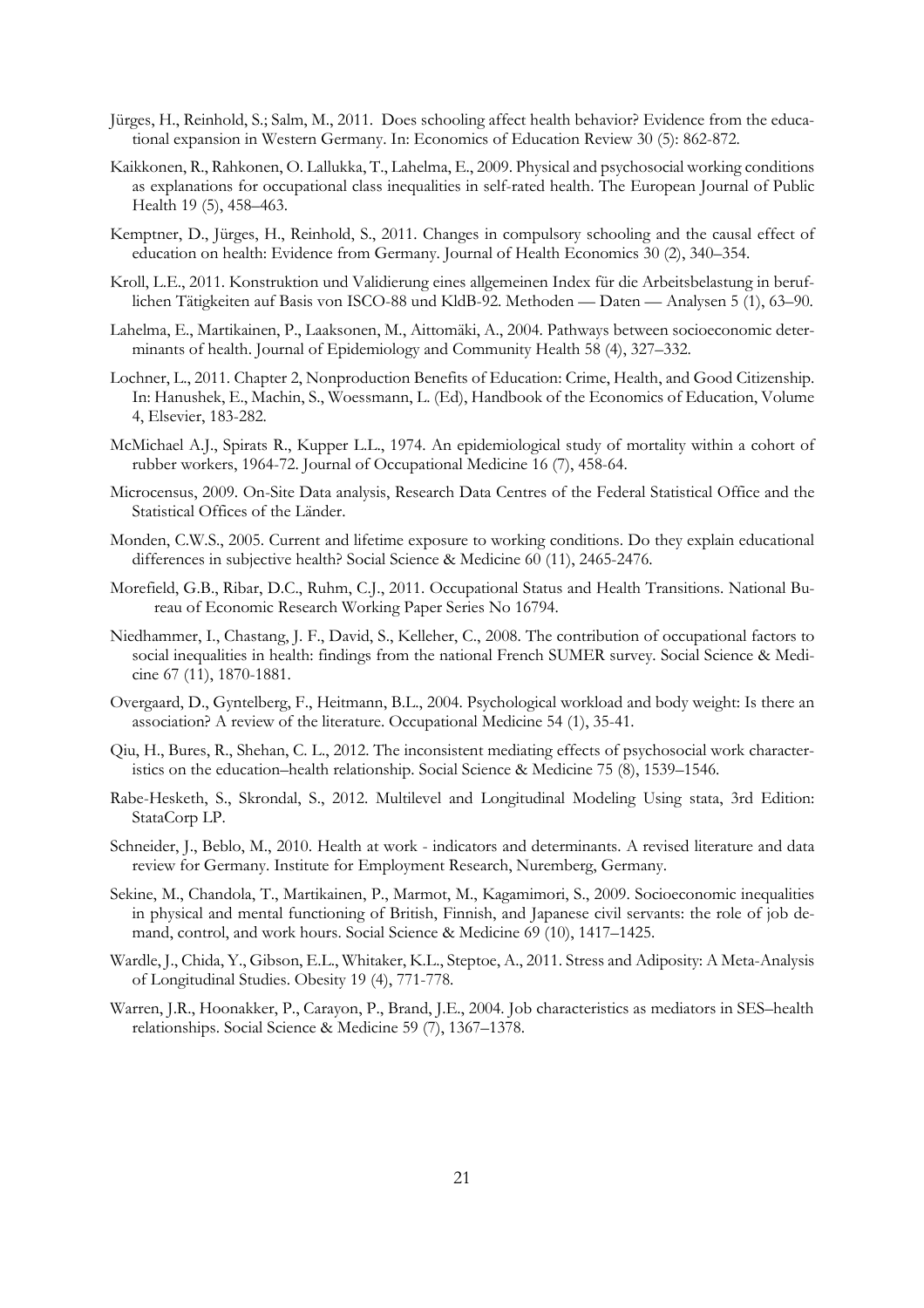Jürges, H., Reinhold, S.; Salm, M., 2011. Does schooling affect health behavior? Evidence from the educational expansion in Western Germany. In: Economics of Education Review 30 (5): 862-872.

Kaikkonen, R., Rahkonen, O. Lallukka, T., Lahelma, E., 2009. Physical and psychosocial working conditions as explanations for occupational class inequalities in self-rated health. The European Journal of Public Health 19 (5), 458–463.

Kemptner, D., Jürges, H., Reinhold, S., 2011. Changes in compulsory schooling and the causal effect of education on health: Evidence from Germany. Journal of Health Economics 30 (2), 340–354.

Kroll, L.E., 2011. Konstruktion und Validierung eines allgemeinen Index für die Arbeitsbelastung in beruflichen Tätigkeiten auf Basis von ISCO-88 und KldB-92. Methoden — Daten — Analysen 5 (1), 63–90.

Lahelma, E., Martikainen, P., Laaksonen, M., Aittomäki, A., 2004. Pathways between socioeconomic determinants of health. Journal of Epidemiology and Community Health 58 (4), 327–332.

Lochner, L., 2011. Chapter 2, Nonproduction Benefits of Education: Crime, Health, and Good Citizenship. In: Hanushek, E., Machin, S., Woessmann, L. (Ed), Handbook of the Economics of Education, Volume 4, Elsevier, 183-282.

McMichael A.J., Spirats R., Kupper L.L., 1974. An epidemiological study of mortality within a cohort of rubber workers, 1964-72. Journal of Occupational Medicine 16 (7), 458-64.

Microcensus, 2009. On-Site Data analysis, Research Data Centres of the Federal Statistical Office and the Statistical Offices of the Länder.

Monden, C.W.S., 2005. Current and lifetime exposure to working conditions. Do they explain educational differences in subjective health? Social Science & Medicine 60 (11), 2465-2476.

Morefield, G.B., Ribar, D.C., Ruhm, C.J., 2011. Occupational Status and Health Transitions. National Bureau of Economic Research Working Paper Series No 16794.

Niedhammer, I., Chastang, J. F., David, S., Kelleher, C., 2008. The contribution of occupational factors to social inequalities in health: findings from the national French SUMER survey. Social Science & Medicine 67 (11), 1870-1881.

Overgaard, D., Gyntelberg, F., Heitmann, B.L., 2004. Psychological workload and body weight: Is there an association? A review of the literature. Occupational Medicine 54 (1), 35-41.

Qiu, H., Bures, R., Shehan, C. L., 2012. The inconsistent mediating effects of psychosocial work characteristics on the education–health relationship. Social Science & Medicine 75 (8), 1539–1546.

Rabe-Hesketh, S., Skrondal, S., 2012. Multilevel and Longitudinal Modeling Using stata, 3rd Edition: StataCorp LP.

Schneider, J., Beblo, M., 2010. Health at work - indicators and determinants. A revised literature and data review for Germany. Institute for Employment Research, Nuremberg, Germany.

Sekine, M., Chandola, T., Martikainen, P., Marmot, M., Kagamimori, S., 2009. Socioeconomic inequalities in physical and mental functioning of British, Finnish, and Japanese civil servants: the role of job demand, control, and work hours. Social Science & Medicine 69 (10), 1417–1425.

Wardle, J., Chida, Y., Gibson, E.L., Whitaker, K.L., Steptoe, A., 2011. Stress and Adiposity: A Meta-Analysis of Longitudinal Studies. Obesity 19 (4), 771-778.

Warren, J.R., Hoonakker, P., Carayon, P., Brand, J.E., 2004. Job characteristics as mediators in SES–health relationships. Social Science & Medicine 59 (7), 1367–1378.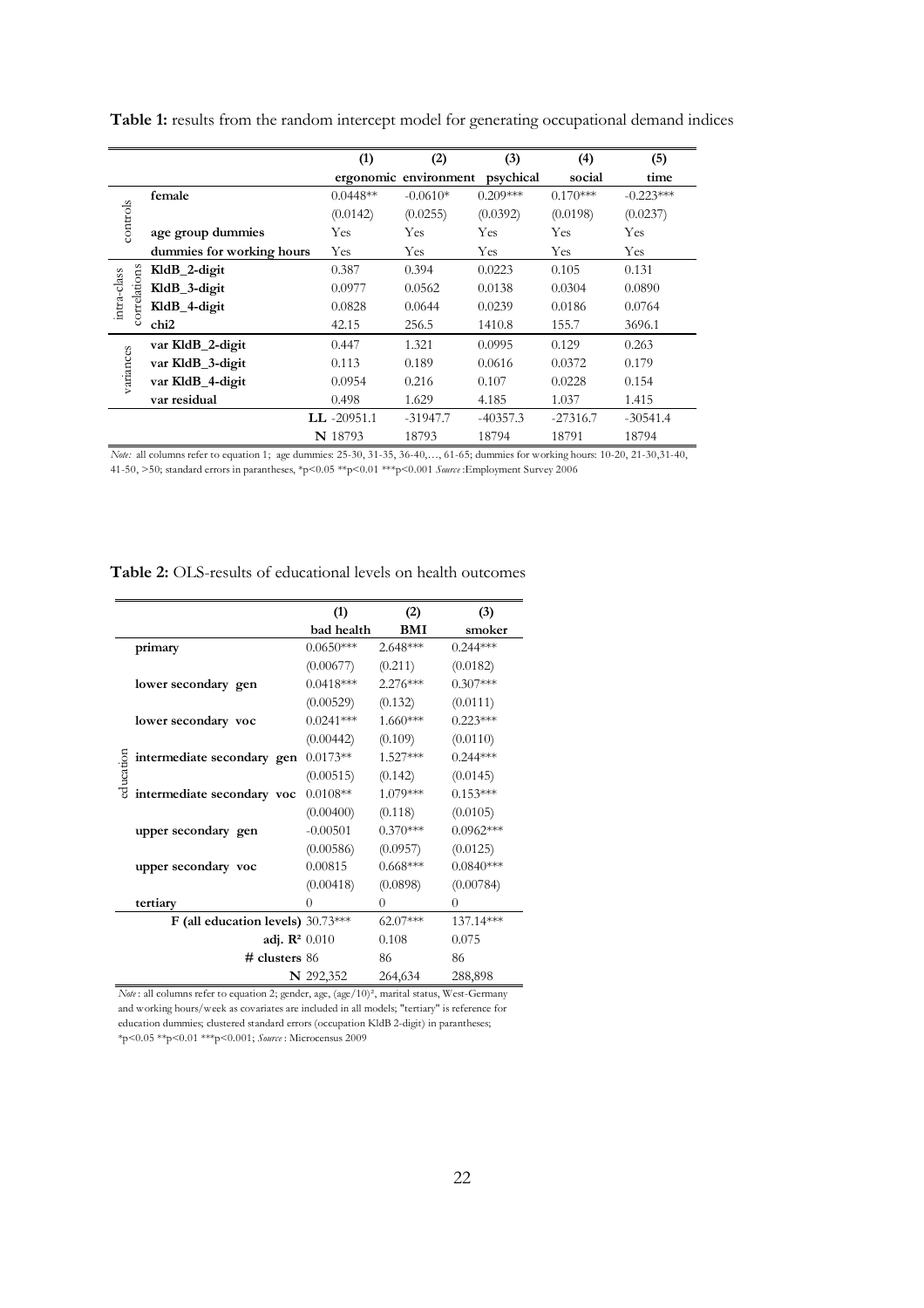**Table 1:** results from the random intercept model for generating occupational demand indices

| | | (1) | (2) | (3) | (4) | (5) |
|---|---|---|---|---|---|---|
| | | ergonomic | environment | psychical | social | time |
| controls | **female** | 0.0448** | -0.0610* | 0.209*** | 0.170*** | -0.223*** |
| | | (0.0142) | (0.0255) | (0.0392) | (0.0198) | (0.0237) |
| | **age group dummies** | Yes | Yes | Yes | Yes | Yes |
| | **dummies for working hours** | Yes | Yes | Yes | Yes | Yes |
| intra-class correlations | **KldB_2-digit** | 0.387 | 0.394 | 0.0223 | 0.105 | 0.131 |
| | **KldB_3-digit** | 0.0977 | 0.0562 | 0.0138 | 0.0304 | 0.0890 |
| | **KldB_4-digit** | 0.0828 | 0.0644 | 0.0239 | 0.0186 | 0.0764 |
| | **chi2** | 42.15 | 256.5 | 1410.8 | 155.7 | 3696.1 |
| variances | **var KldB_2-digit** | 0.447 | 1.321 | 0.0995 | 0.129 | 0.263 |
| | **var KldB_3-digit** | 0.113 | 0.189 | 0.0616 | 0.0372 | 0.179 |
| | **var KldB_4-digit** | 0.0954 | 0.216 | 0.107 | 0.0228 | 0.154 |
| | **var residual** | 0.498 | 1.629 | 4.185 | 1.037 | 1.415 |
| | **LL** | -20951.1 | -31947.7 | -40357.3 | -27316.7 | -30541.4 |
| | **N** | 18793 | 18793 | 18794 | 18791 | 18794 |

*Note:* all columns refer to equation 1; age dummies: 25-30, 31-35, 36-40,…, 61-65; dummies for working hours: 10-20, 21-30,31-40, 41-50, >50; standard errors in parantheses, *p<0.05 **p<0.01 ***p<0.001 *Source*:Employment Survey 2006

**Table 2:** OLS-results of educational levels on health outcomes

| | | (1) | (2) | (3) |
|---|---|---|---|---|
| | | bad health | BMI | smoker |
| education | **primary** | 0.0650*** | 2.648*** | 0.244*** |
| | | (0.00677) | (0.211) | (0.0182) |
| | **lower secondary gen** | 0.0418*** | 2.276*** | 0.307*** |
| | | (0.00529) | (0.132) | (0.0111) |
| | **lower secondary voc** | 0.0241*** | 1.660*** | 0.223*** |
| | | (0.00442) | (0.109) | (0.0110) |
| | **intermediate secondary gen** | 0.0173** | 1.527*** | 0.244*** |
| | | (0.00515) | (0.142) | (0.0145) |
| | **intermediate secondary voc** | 0.0108** | 1.079*** | 0.153*** |
| | | (0.00400) | (0.118) | (0.0105) |
| | **upper secondary gen** | -0.00501 | 0.370*** | 0.0962*** |
| | | (0.00586) | (0.0957) | (0.0125) |
| | **upper secondary voc** | 0.00815 | 0.668*** | 0.0840*** |
| | | (0.00418) | (0.0898) | (0.00784) |
| | **tertiary** | 0 | 0 | 0 |
| | **F (all education levels)** | 30.73*** | 62.07*** | 137.14*** |
| | **adj. $R^2$** | 0.010 | 0.108 | 0.075 |
| | **# clusters** | 86 | 86 | 86 |
| | **N** | 292,352 | 264,634 | 288,898 |

*Note*: all columns refer to equation 2; gender, age, $(age/10)^2$, marital status, West-Germany and working hours/week as covariates are included in all models; "tertiary" is reference for education dummies; clustered standard errors (occupation KldB 2-digit) in parantheses; *p<0.05 **p<0.01 ***p<0.001; *Source*: Microcensus 2009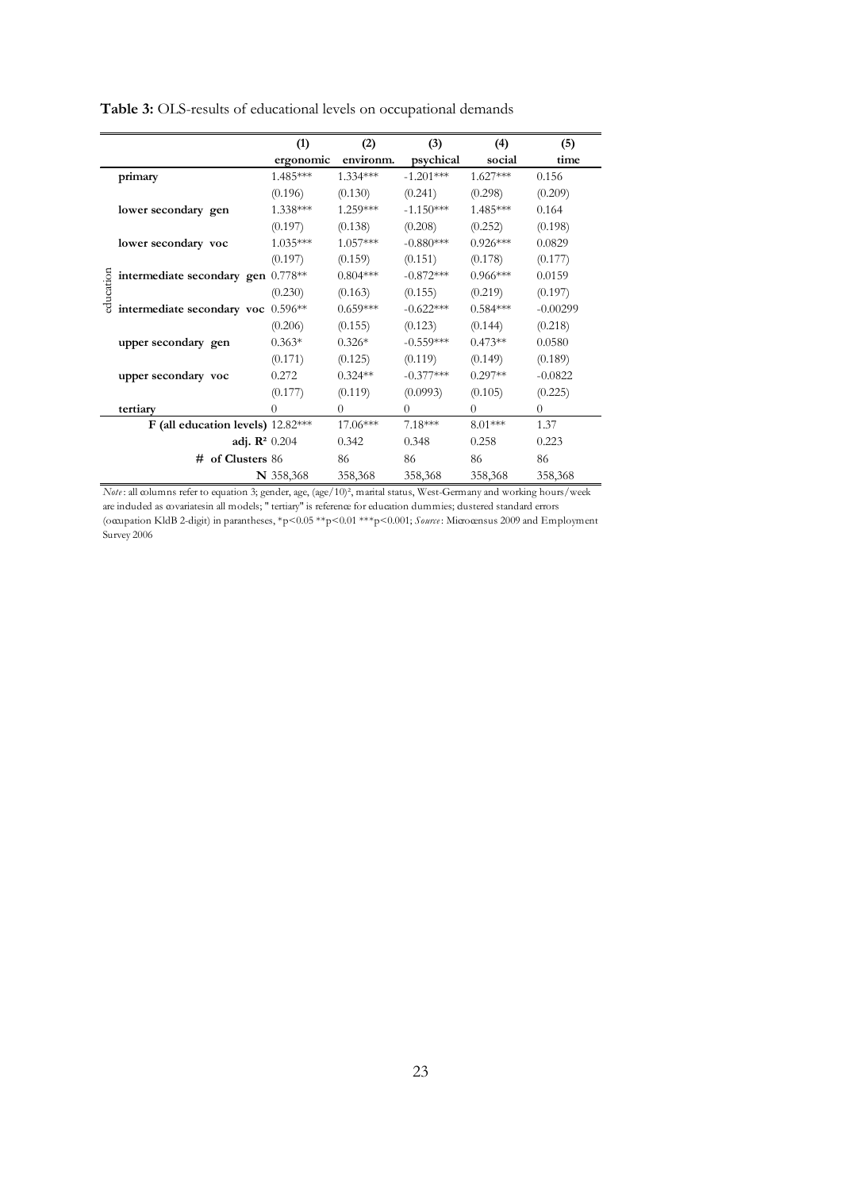**Table 3:** OLS-results of educational levels on occupational demands

| | | (1) ergonomic | (2) environm. | (3) psychical | (4) social | (5) time |
|---|---|---|---|---|---|---|
| education | **primary** | 1.485*** | 1.334*** | -1.201*** | 1.627*** | 0.156 |
| | | (0.196) | (0.130) | (0.241) | (0.298) | (0.209) |
| | **lower secondary gen** | 1.338*** | 1.259*** | -1.150*** | 1.485*** | 0.164 |
| | | (0.197) | (0.138) | (0.208) | (0.252) | (0.198) |
| | **lower secondary voc** | 1.035*** | 1.057*** | -0.880*** | 0.926*** | 0.0829 |
| | | (0.197) | (0.159) | (0.151) | (0.178) | (0.177) |
| | **intermediate secondary gen** | 0.778** | 0.804*** | -0.872*** | 0.966*** | 0.0159 |
| | | (0.230) | (0.163) | (0.155) | (0.219) | (0.197) |
| | **intermediate secondary voc** | 0.596** | 0.659*** | -0.622*** | 0.584*** | -0.00299 |
| | | (0.206) | (0.155) | (0.123) | (0.144) | (0.218) |
| | **upper secondary gen** | 0.363* | 0.326* | -0.559*** | 0.473** | 0.0580 |
| | | (0.171) | (0.125) | (0.119) | (0.149) | (0.189) |
| | **upper secondary voc** | 0.272 | 0.324** | -0.377*** | 0.297** | -0.0822 |
| | | (0.177) | (0.119) | (0.0993) | (0.105) | (0.225) |
| | **tertiary** | 0 | 0 | 0 | 0 | 0 |
| | **F (all education levels)** | 12.82*** | 17.06*** | 7.18*** | 8.01*** | 1.37 |
| | **adj. $R^2$** | 0.204 | 0.342 | 0.348 | 0.258 | 0.223 |
| | **# of Clusters** | 86 | 86 | 86 | 86 | 86 |
| | **N** | 358,368 | 358,368 | 358,368 | 358,368 | 358,368 |

*Note*: all columns refer to equation 3; gender, age, $(age/10)^2$, marital status, West-Germany and working hours/week are included as covariatesin all models; " tertiary" is reference for education dummies; clustered standard errors (occupation KldB 2-digit) in parantheses, * $p<0.05$ ** $p<0.01$ *** $p<0.001$; *Source*: Microcensus 2009 and Employment Survey 2006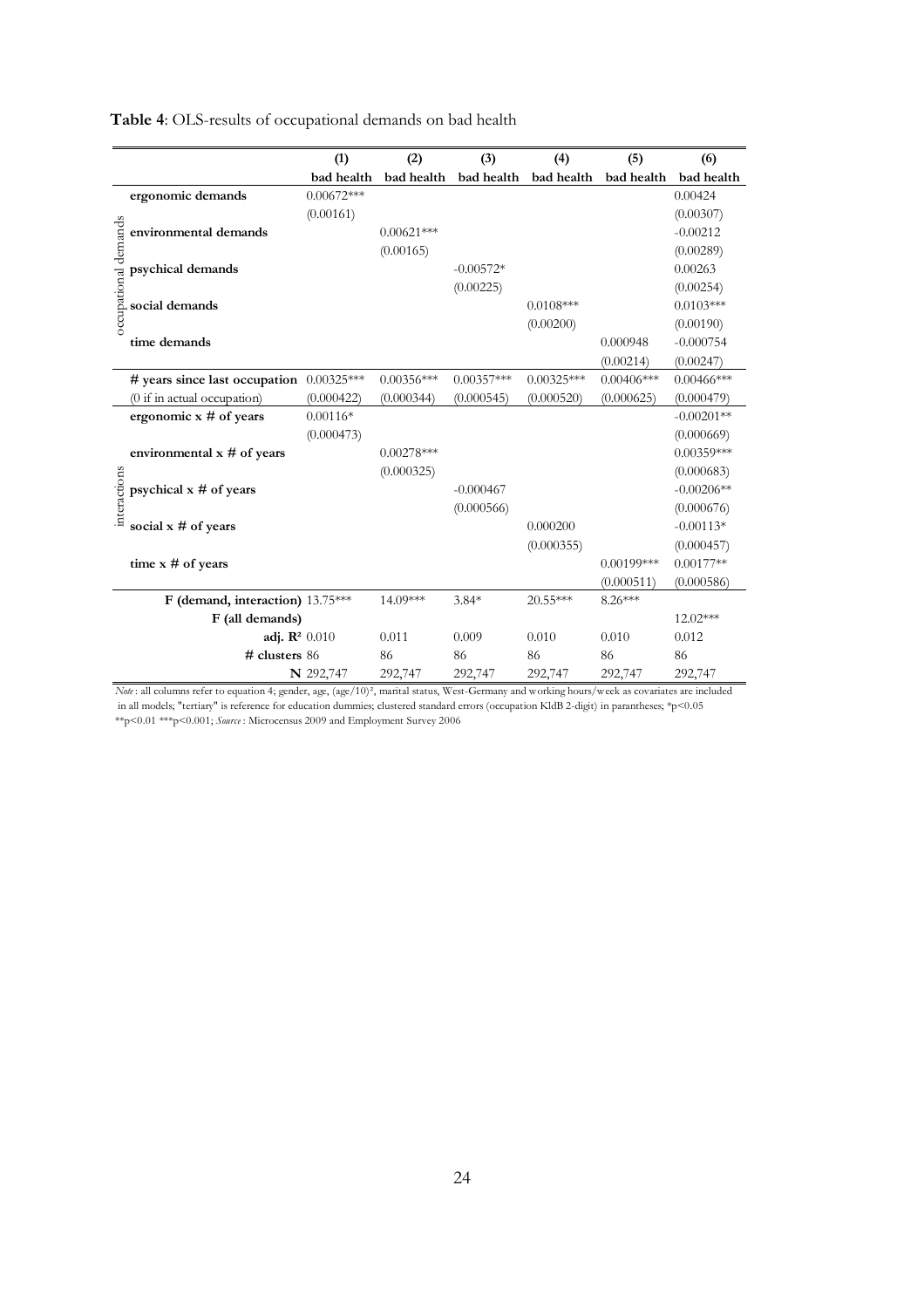**Table 4**: OLS-results of occupational demands on bad health

| | | (1) | (2) | (3) | (4) | (5) | (6) |
|---|---|---|---|---|---|---|---|
| | | bad health | bad health | bad health | bad health | bad health | bad health |
| occupational demands | **ergonomic demands** | 0.00672*** | | | | | 0.00424 |
| | | (0.00161) | | | | | (0.00307) |
| | **environmental demands** | | 0.00621*** | | | | -0.00212 |
| | | | (0.00165) | | | | (0.00289) |
| | **psychical demands** | | | -0.00572* | | | 0.00263 |
| | | | | (0.00225) | | | (0.00254) |
| | **social demands** | | | | 0.0108*** | | 0.0103*** |
| | | | | | (0.00200) | | (0.00190) |
| | **time demands** | | | | | 0.000948 | -0.000754 |
| | | | | | | (0.00214) | (0.00247) |
| | **# years since last occupation** | 0.00325*** | 0.00356*** | 0.00357*** | 0.00325*** | 0.00406*** | 0.00466*** |
| | (0 if in actual occupation) | (0.000422) | (0.000344) | (0.000545) | (0.000520) | (0.000625) | (0.000479) |
| interactions | **ergonomic x # of years** | 0.00116* | | | | | -0.00201** |
| | | (0.000473) | | | | | (0.000669) |
| | **environmental x # of years** | | 0.00278*** | | | | 0.00359*** |
| | | | (0.000325) | | | | (0.000683) |
| | **psychical x # of years** | | | -0.000467 | | | -0.00206** |
| | | | | (0.000566) | | | (0.000676) |
| | **social x # of years** | | | | 0.000200 | | -0.00113* |
| | | | | | (0.000355) | | (0.000457) |
| | **time x # of years** | | | | | 0.00199*** | 0.00177** |
| | | | | | | (0.000511) | (0.000586) |
| | **F (demand, interaction)** | 13.75*** | 14.09*** | 3.84* | 20.55*** | 8.26*** | |
| | **F (all demands)** | | | | | | 12.02*** |
| | **adj. $R^2$** | 0.010 | 0.011 | 0.009 | 0.010 | 0.010 | 0.012 |
| | **# clusters** | 86 | 86 | 86 | 86 | 86 | 86 |
| | **N** | 292,747 | 292,747 | 292,747 | 292,747 | 292,747 | 292,747 |

*Note*: all columns refer to equation 4; gender, age, (age/10)², marital status, West-Germany and working hours/week as covariates are included in all models; "tertiary" is reference for education dummies; clustered standard errors (occupation KldB 2-digit) in parantheses; *p<0.05 **p<0.01 ***p<0.001; *Source*: Microcensus 2009 and Employment Survey 2006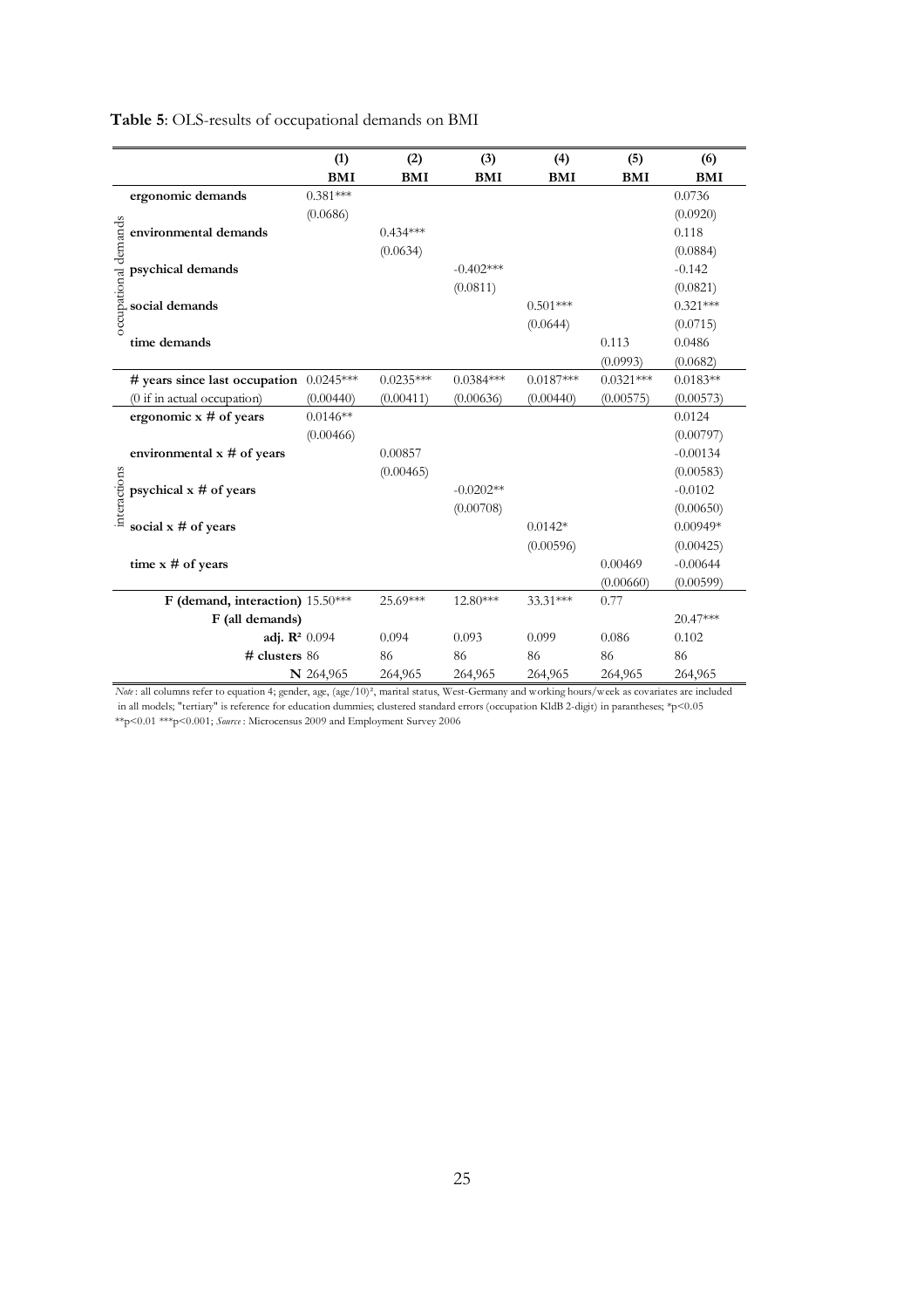**Table 5**: OLS-results of occupational demands on BMI

| | | (1) | (2) | (3) | (4) | (5) | (6) |
|---|---|---|---|---|---|---|---|
| | | BMI | BMI | BMI | BMI | BMI | BMI |
| occupational demands | ergonomic demands | 0.381*** | | | | | 0.0736 |
| | | (0.0686) | | | | | (0.0920) |
| | environmental demands | | 0.434*** | | | | 0.118 |
| | | | (0.0634) | | | | (0.0884) |
| | psychical demands | | | -0.402*** | | | -0.142 |
| | | | | (0.0811) | | | (0.0821) |
| | social demands | | | | 0.501*** | | 0.321*** |
| | | | | | (0.0644) | | (0.0715) |
| | time demands | | | | | 0.113 | 0.0486 |
| | | | | | | (0.0993) | (0.0682) |
| | # years since last occupation | 0.0245*** | 0.0235*** | 0.0384*** | 0.0187*** | 0.0321*** | 0.0183** |
| | (0 if in actual occupation) | (0.00440) | (0.00411) | (0.00636) | (0.00440) | (0.00575) | (0.00573) |
| interactions | ergonomic x # of years | 0.0146** | | | | | 0.0124 |
| | | (0.00466) | | | | | (0.00797) |
| | environmental x # of years | | 0.00857 | | | | -0.00134 |
| | | | (0.00465) | | | | (0.00583) |
| | psychical x # of years | | | -0.0202** | | | -0.0102 |
| | | | | (0.00708) | | | (0.00650) |
| | social x # of years | | | | 0.0142* | | 0.00949* |
| | | | | | (0.00596) | | (0.00425) |
| | time x # of years | | | | | 0.00469 | -0.00644 |
| | | | | | | (0.00660) | (0.00599) |
| | F (demand, interaction) | 15.50*** | 25.69*** | 12.80*** | 33.31*** | 0.77 | |
| | F (all demands) | | | | | | 20.47*** |
| | adj. $R^2$ | 0.094 | 0.094 | 0.093 | 0.099 | 0.086 | 0.102 |
| | # clusters | 86 | 86 | 86 | 86 | 86 | 86 |
| | N | 264,965 | 264,965 | 264,965 | 264,965 | 264,965 | 264,965 |

*Note*: all columns refer to equation 4; gender, age, (age/10)², marital status, West-Germany and working hours/week as covariates are included in all models; "tertiary" is reference for education dummies; clustered standard errors (occupation KldB 2-digit) in parantheses; *p<0.05 **p<0.01 ***p<0.001; *Source*: Microcensus 2009 and Employment Survey 2006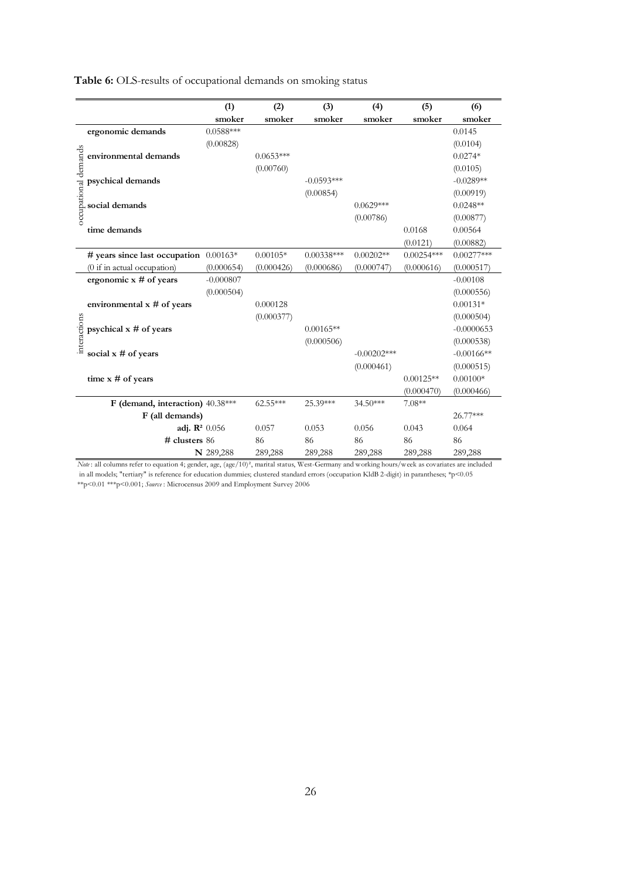**Table 6:** OLS-results of occupational demands on smoking status

| | | (1) | (2) | (3) | (4) | (5) | (6) |
|---|---|---|---|---|---|---|---|
| | | smoker | smoker | smoker | smoker | smoker | smoker |
| occupational demands | **ergonomic demands** | 0.0588*** | | | | | 0.0145 |
| | | (0.00828) | | | | | (0.0104) |
| | **environmental demands** | | 0.0653*** | | | | 0.0274* |
| | | | (0.00760) | | | | (0.0105) |
| | **psychical demands** | | | -0.0593*** | | | -0.0289** |
| | | | | (0.00854) | | | (0.00919) |
| | **social demands** | | | | 0.0629*** | | 0.0248** |
| | | | | | (0.00786) | | (0.00877) |
| | **time demands** | | | | | 0.0168 | 0.00564 |
| | | | | | | (0.0121) | (0.00882) |
| | **# years since last occupation** | 0.00163* | 0.00105* | 0.00338*** | 0.00202** | 0.00254*** | 0.00277*** |
| | (0 if in actual occupation) | (0.000654) | (0.000426) | (0.000686) | (0.000747) | (0.000616) | (0.000517) |
| interactions | **ergonomic x # of years** | -0.000807 | | | | | -0.00108 |
| | | (0.000504) | | | | | (0.000556) |
| | **environmental x # of years** | | 0.000128 | | | | 0.00131* |
| | | | (0.000377) | | | | (0.000504) |
| | **psychical x # of years** | | | 0.00165** | | | -0.0000653 |
| | | | | (0.000506) | | | (0.000538) |
| | **social x # of years** | | | | -0.00202*** | | -0.00166** |
| | | | | | (0.000461) | | (0.000515) |
| | **time x # of years** | | | | | 0.00125** | 0.00100* |
| | | | | | | (0.000470) | (0.000466) |
| | **F (demand, interaction)** | 40.38*** | 62.55*** | 25.39*** | 34.50*** | 7.08** | |
| | **F (all demands)** | | | | | | 26.77*** |
| | **adj. $R^2$** | 0.056 | 0.057 | 0.053 | 0.056 | 0.043 | 0.064 |
| | **# clusters** | 86 | 86 | 86 | 86 | 86 | 86 |
| | **N** | 289,288 | 289,288 | 289,288 | 289,288 | 289,288 | 289,288 |

*Note*: all columns refer to equation 4; gender, age, $(age/10)^2$, marital status, West-Germany and working hours/week as covariates are included in all models; "tertiary" is reference for education dummies; clustered standard errors (occupation KldB 2-digit) in parantheses; *p<0.05 **p<0.01 ***p<0.001; *Source*: Microcensus 2009 and Employment Survey 2006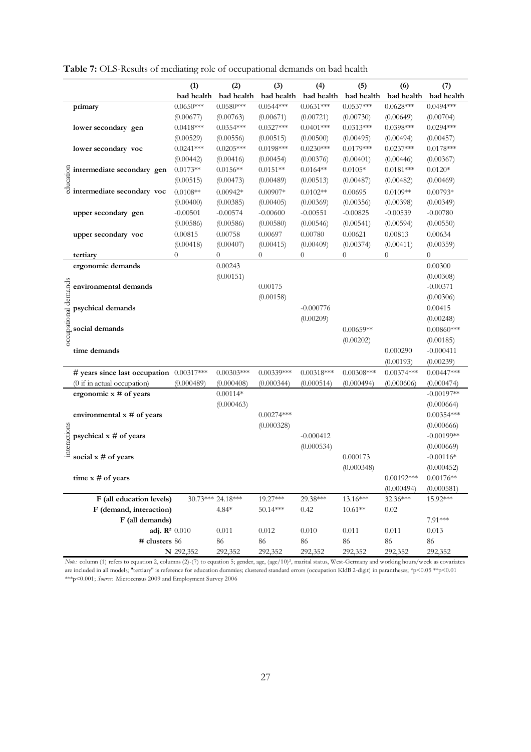**Table 7:** OLS-Results of mediating role of occupational demands on bad health

| | | (1) | (2) | (3) | (4) | (5) | (6) | (7) |
|---|---|---|---|---|---|---|---|---|
| | | bad health | bad health | bad health | bad health | bad health | bad health | bad health |
| education | primary | 0.0650*** | 0.0580*** | 0.0544*** | 0.0631*** | 0.0537*** | 0.0628*** | 0.0494*** |
| | | (0.00677) | (0.00763) | (0.00671) | (0.00721) | (0.00730) | (0.00649) | (0.00704) |
| | lower secondary gen | 0.0418*** | 0.0354*** | 0.0327*** | 0.0401*** | 0.0313*** | 0.0398*** | 0.0294*** |
| | | (0.00529) | (0.00556) | (0.00515) | (0.00500) | (0.00495) | (0.00494) | (0.00457) |
| | lower secondary voc | 0.0241*** | 0.0205*** | 0.0198*** | 0.0230*** | 0.0179*** | 0.0237*** | 0.0178*** |
| | | (0.00442) | (0.00416) | (0.00454) | (0.00376) | (0.00401) | (0.00446) | (0.00367) |
| | intermediate secondary gen | 0.0173** | 0.0156** | 0.0151** | 0.0164** | 0.0105* | 0.0181*** | 0.0120* |
| | | (0.00515) | (0.00473) | (0.00489) | (0.00513) | (0.00487) | (0.00482) | (0.00469) |
| | intermediate secondary voc | 0.0108** | 0.00942* | 0.00907* | 0.0102** | 0.00695 | 0.0109** | 0.00793* |
| | | (0.00400) | (0.00385) | (0.00405) | (0.00369) | (0.00356) | (0.00398) | (0.00349) |
| | upper secondary gen | -0.00501 | -0.00574 | -0.00600 | -0.00551 | -0.00825 | -0.00539 | -0.00780 |
| | | (0.00586) | (0.00586) | (0.00580) | (0.00546) | (0.00541) | (0.00594) | (0.00550) |
| | upper secondary voc | 0.00815 | 0.00758 | 0.00697 | 0.00780 | 0.00621 | 0.00813 | 0.00634 |
| | | (0.00418) | (0.00407) | (0.00415) | (0.00409) | (0.00374) | (0.00411) | (0.00359) |
| | tertiary | 0 | 0 | 0 | 0 | 0 | 0 | 0 |
| occupational demands | ergonomic demands | | 0.00243 | | | | | 0.00300 |
| | | | (0.00151) | | | | | (0.00308) |
| | environmental demands | | | 0.00175 | | | | -0.00371 |
| | | | | (0.00158) | | | | (0.00306) |
| | psychical demands | | | | -0.000776 | | | 0.00415 |
| | | | | | (0.00209) | | | (0.00248) |
| | social demands | | | | | 0.00659** | | 0.00860*** |
| | | | | | | (0.00202) | | (0.00185) |
| | time demands | | | | | | 0.000290 | -0.000411 |
| | | | | | | | (0.00193) | (0.00239) |
| | # years since last occupation | 0.00317*** | 0.00303*** | 0.00339*** | 0.00318*** | 0.00308*** | 0.00374*** | 0.00447*** |
| | (0 if in actual occupation) | (0.000489) | (0.000408) | (0.000344) | (0.000514) | (0.000494) | (0.000606) | (0.000474) |
| interactions | ergonomic x # of years | | 0.00114* | | | | | -0.00197** |
| | | | (0.000463) | | | | | (0.000664) |
| | environmental x # of years | | | 0.00274*** | | | | 0.00354*** |
| | | | | (0.000328) | | | | (0.000666) |
| | psychical x # of years | | | | -0.000412 | | | -0.00199** |
| | | | | | (0.000534) | | | (0.000669) |
| | social x # of years | | | | | 0.000173 | | -0.00116* |
| | | | | | | (0.000348) | | (0.000452) |
| | time x # of years | | | | | | 0.00192*** | 0.00176** |
| | | | | | | | (0.000494) | (0.000581) |
| | F (all education levels) | 30.73*** | 24.18*** | 19.27*** | 29.38*** | 13.16*** | 32.36*** | 15.92*** |
| | F (demand, interaction) | | 4.84* | 50.14*** | 0.42 | 10.61** | 0.02 | |
| | F (all demands) | | | | | | | 7.91*** |
| | adj. $R^2$ | 0.010 | 0.011 | 0.012 | 0.010 | 0.011 | 0.011 | 0.013 |
| | # clusters | 86 | 86 | 86 | 86 | 86 | 86 | 86 |
| | N | 292,352 | 292,352 | 292,352 | 292,352 | 292,352 | 292,352 | 292,352 |

*Note:* column (1) refers to equation 2, columns (2)-(7) to equation 5; gender, age, $(age/10)^2$, marital status, West-Germany and working hours/week as covariates are included in all models; "tertiary" is reference for education dummies; clustered standard errors (occupation KldB 2-digit) in parantheses; *p<0.05 **p<0.01 ***p<0.001; *Source:* Microcensus 2009 and Employment Survey 2006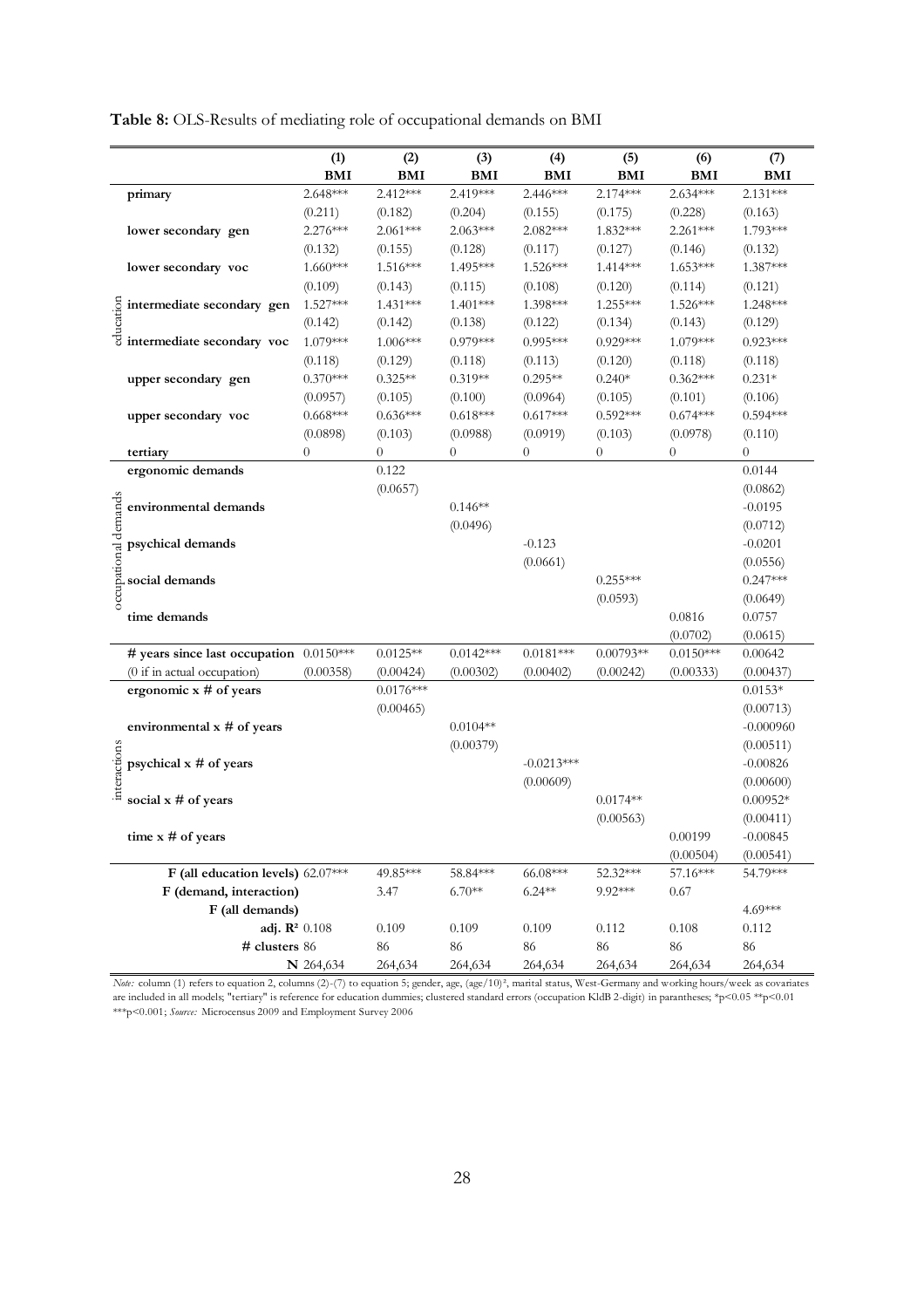**Table 8:** OLS-Results of mediating role of occupational demands on BMI

| | | (1) BMI | (2) BMI | (3) BMI | (4) BMI | (5) BMI | (6) BMI | (7) BMI |
|---|---|---|---|---|---|---|---|---|
| education | primary | 2.648*** | 2.412*** | 2.419*** | 2.446*** | 2.174*** | 2.634*** | 2.131*** |
| | | (0.211) | (0.182) | (0.204) | (0.155) | (0.175) | (0.228) | (0.163) |
| | lower secondary gen | 2.276*** | 2.061*** | 2.063*** | 2.082*** | 1.832*** | 2.261*** | 1.793*** |
| | | (0.132) | (0.155) | (0.128) | (0.117) | (0.127) | (0.146) | (0.132) |
| | lower secondary voc | 1.660*** | 1.516*** | 1.495*** | 1.526*** | 1.414*** | 1.653*** | 1.387*** |
| | | (0.109) | (0.143) | (0.115) | (0.108) | (0.120) | (0.114) | (0.121) |
| | intermediate secondary gen | 1.527*** | 1.431*** | 1.401*** | 1.398*** | 1.255*** | 1.526*** | 1.248*** |
| | | (0.142) | (0.142) | (0.138) | (0.122) | (0.134) | (0.143) | (0.129) |
| | intermediate secondary voc | 1.079*** | 1.006*** | 0.979*** | 0.995*** | 0.929*** | 1.079*** | 0.923*** |
| | | (0.118) | (0.129) | (0.118) | (0.113) | (0.120) | (0.118) | (0.118) |
| | upper secondary gen | 0.370*** | 0.325** | 0.319** | 0.295** | 0.240* | 0.362*** | 0.231* |
| | | (0.0957) | (0.105) | (0.100) | (0.0964) | (0.105) | (0.101) | (0.106) |
| | upper secondary voc | 0.668*** | 0.636*** | 0.618*** | 0.617*** | 0.592*** | 0.674*** | 0.594*** |
| | | (0.0898) | (0.103) | (0.0988) | (0.0919) | (0.103) | (0.0978) | (0.110) |
| | tertiary | 0 | 0 | 0 | 0 | 0 | 0 | 0 |
| occupational demands | ergonomic demands | | 0.122 | | | | | 0.0144 |
| | | | (0.0657) | | | | | (0.0862) |
| | environmental demands | | | 0.146** | | | | -0.0195 |
| | | | | (0.0496) | | | | (0.0712) |
| | psychical demands | | | | -0.123 | | | -0.0201 |
| | | | | | (0.0661) | | | (0.0556) |
| | social demands | | | | | 0.255*** | | 0.247*** |
| | | | | | | (0.0593) | | (0.0649) |
| | time demands | | | | | | 0.0816 | 0.0757 |
| | | | | | | | (0.0702) | (0.0615) |
| | # years since last occupation | 0.0150*** | 0.0125** | 0.0142*** | 0.0181*** | 0.00793** | 0.0150*** | 0.00642 |
| | (0 if in actual occupation) | (0.00358) | (0.00424) | (0.00302) | (0.00402) | (0.00242) | (0.00333) | (0.00437) |
| interactions | ergonomic x # of years | | 0.0176*** | | | | | 0.0153* |
| | | | (0.00465) | | | | | (0.00713) |
| | environmental x # of years | | | 0.0104** | | | | -0.000960 |
| | | | | (0.00379) | | | | (0.00511) |
| | psychical x # of years | | | | -0.0213*** | | | -0.00826 |
| | | | | | (0.00609) | | | (0.00600) |
| | social x # of years | | | | | 0.0174** | | 0.00952* |
| | | | | | | (0.00563) | | (0.00411) |
| | time x # of years | | | | | | 0.00199 | -0.00845 |
| | | | | | | | (0.00504) | (0.00541) |
| | F (all education levels) | 62.07*** | 49.85*** | 58.84*** | 66.08*** | 52.32*** | 57.16*** | 54.79*** |
| | F (demand, interaction) | | 3.47 | 6.70** | 6.24** | 9.92*** | 0.67 | |
| | F (all demands) | | | | | | | 4.69*** |
| | adj. $R^2$ | 0.108 | 0.109 | 0.109 | 0.109 | 0.112 | 0.108 | 0.112 |
| | # clusters | 86 | 86 | 86 | 86 | 86 | 86 | 86 |
| | N | 264,634 | 264,634 | 264,634 | 264,634 | 264,634 | 264,634 | 264,634 |

*Note:* column (1) refers to equation 2, columns (2)-(7) to equation 5; gender, age, $(age/10)^2$, marital status, West-Germany and working hours/week as covariates are included in all models; "tertiary" is reference for education dummies; clustered standard errors (occupation KldB 2-digit) in parantheses; *p<0.05 **p<0.01 ***p<0.001; *Source:* Microcensus 2009 and Employment Survey 2006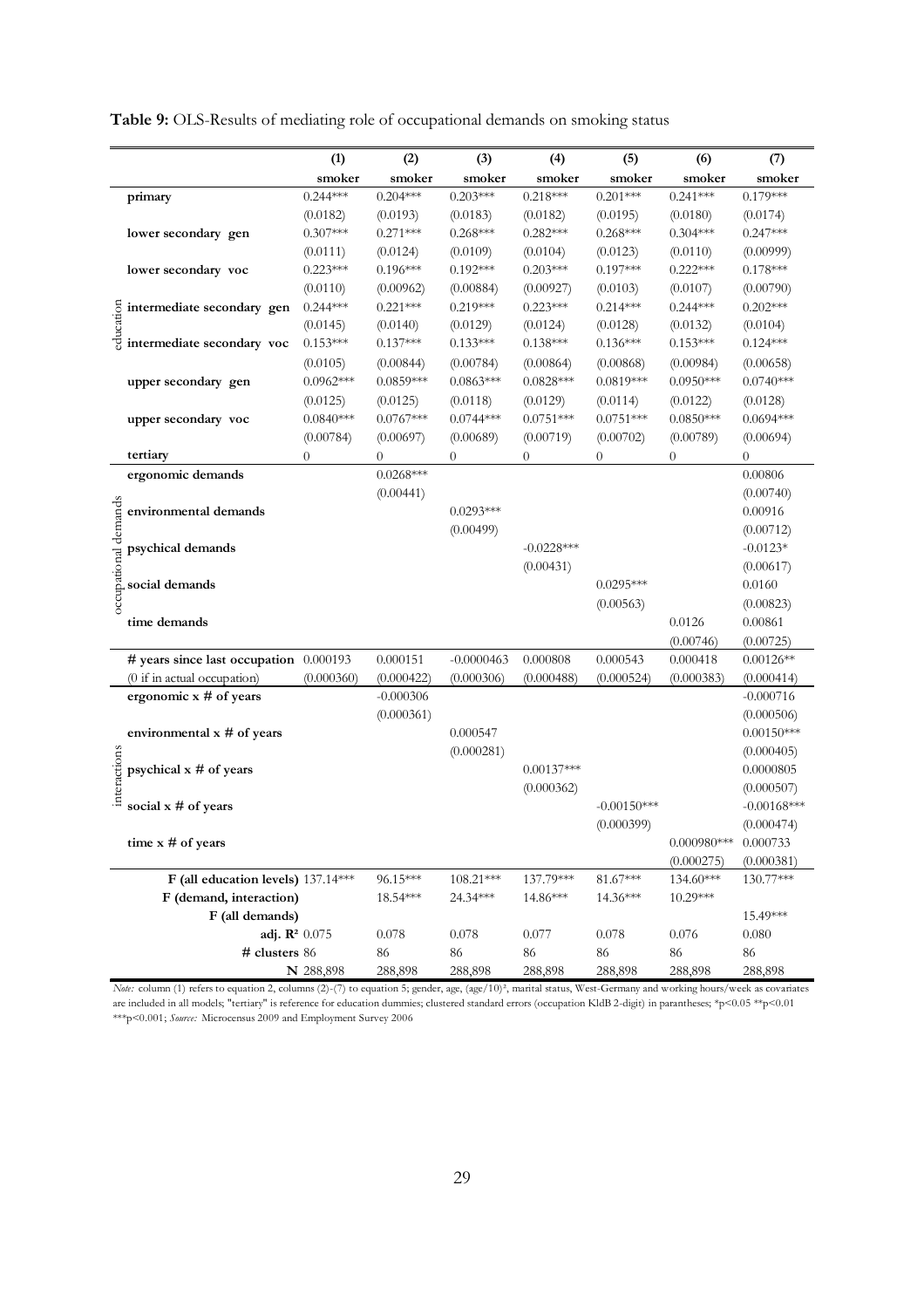**Table 9:** OLS-Results of mediating role of occupational demands on smoking status

| | | (1) | (2) | (3) | (4) | (5) | (6) | (7) |
|---|---|---|---|---|---|---|---|---|
| | | smoker | smoker | smoker | smoker | smoker | smoker | smoker |
| education | primary | 0.244*** | 0.204*** | 0.203*** | 0.218*** | 0.201*** | 0.241*** | 0.179*** |
| | | (0.0182) | (0.0193) | (0.0183) | (0.0182) | (0.0195) | (0.0180) | (0.0174) |
| | lower secondary gen | 0.307*** | 0.271*** | 0.268*** | 0.282*** | 0.268*** | 0.304*** | 0.247*** |
| | | (0.0111) | (0.0124) | (0.0109) | (0.0104) | (0.0123) | (0.0110) | (0.00999) |
| | lower secondary voc | 0.223*** | 0.196*** | 0.192*** | 0.203*** | 0.197*** | 0.222*** | 0.178*** |
| | | (0.0110) | (0.00962) | (0.00884) | (0.00927) | (0.0103) | (0.0107) | (0.00790) |
| | intermediate secondary gen | 0.244*** | 0.221*** | 0.219*** | 0.223*** | 0.214*** | 0.244*** | 0.202*** |
| | | (0.0145) | (0.0140) | (0.0129) | (0.0124) | (0.0128) | (0.0132) | (0.0104) |
| | intermediate secondary voc | 0.153*** | 0.137*** | 0.133*** | 0.138*** | 0.136*** | 0.153*** | 0.124*** |
| | | (0.0105) | (0.00844) | (0.00784) | (0.00864) | (0.00868) | (0.00984) | (0.00658) |
| | upper secondary gen | 0.0962*** | 0.0859*** | 0.0863*** | 0.0828*** | 0.0819*** | 0.0950*** | 0.0740*** |
| | | (0.0125) | (0.0125) | (0.0118) | (0.0129) | (0.0114) | (0.0122) | (0.0128) |
| | upper secondary voc | 0.0840*** | 0.0767*** | 0.0744*** | 0.0751*** | 0.0751*** | 0.0850*** | 0.0694*** |
| | | (0.00784) | (0.00697) | (0.00689) | (0.00719) | (0.00702) | (0.00789) | (0.00694) |
| | tertiary | 0 | 0 | 0 | 0 | 0 | 0 | 0 |
| occupational demands | ergonomic demands | | 0.0268*** | | | | | 0.00806 |
| | | | (0.00441) | | | | | (0.00740) |
| | environmental demands | | | 0.0293*** | | | | 0.00916 |
| | | | | (0.00499) | | | | (0.00712) |
| | psychical demands | | | | -0.0228*** | | | -0.0123* |
| | | | | | (0.00431) | | | (0.00617) |
| | social demands | | | | | 0.0295*** | | 0.0160 |
| | | | | | | (0.00563) | | (0.00823) |
| | time demands | | | | | | 0.0126 | 0.00861 |
| | | | | | | | (0.00746) | (0.00725) |
| | # years since last occupation | 0.000193 | 0.000151 | -0.0000463 | 0.000808 | 0.000543 | 0.000418 | 0.00126** |
| | (0 if in actual occupation) | (0.000360) | (0.000422) | (0.000306) | (0.000488) | (0.000524) | (0.000383) | (0.000414) |
| interactions | ergonomic x # of years | | -0.000306 | | | | | -0.000716 |
| | | | (0.000361) | | | | | (0.000506) |
| | environmental x # of years | | | 0.000547 | | | | 0.00150*** |
| | | | | (0.000281) | | | | (0.000405) |
| | psychical x # of years | | | | 0.00137*** | | | 0.0000805 |
| | | | | | (0.000362) | | | (0.000507) |
| | social x # of years | | | | | -0.00150*** | | -0.00168*** |
| | | | | | | (0.000399) | | (0.000474) |
| | time x # of years | | | | | | 0.000980*** | 0.000733 |
| | | | | | | | (0.000275) | (0.000381) |
| | F (all education levels) | 137.14*** | 96.15*** | 108.21*** | 137.79*** | 81.67*** | 134.60*** | 130.77*** |
| | F (demand, interaction) | | 18.54*** | 24.34*** | 14.86*** | 14.36*** | 10.29*** | |
| | F (all demands) | | | | | | | 15.49*** |
| | adj. $R^2$ | 0.075 | 0.078 | 0.078 | 0.077 | 0.078 | 0.076 | 0.080 |
| | # clusters | 86 | 86 | 86 | 86 | 86 | 86 | 86 |
| | N | 288,898 | 288,898 | 288,898 | 288,898 | 288,898 | 288,898 | 288,898 |

*Note:* column (1) refers to equation 2, columns (2)-(7) to equation 5; gender, age, $(age/10)^2$, marital status, West-Germany and working hours/week as covariates are included in all models; "tertiary" is reference for education dummies; clustered standard errors (occupation KldB 2-digit) in parantheses; *p<0.05 **p<0.01 ***p<0.001; *Source:* Microcensus 2009 and Employment Survey 2006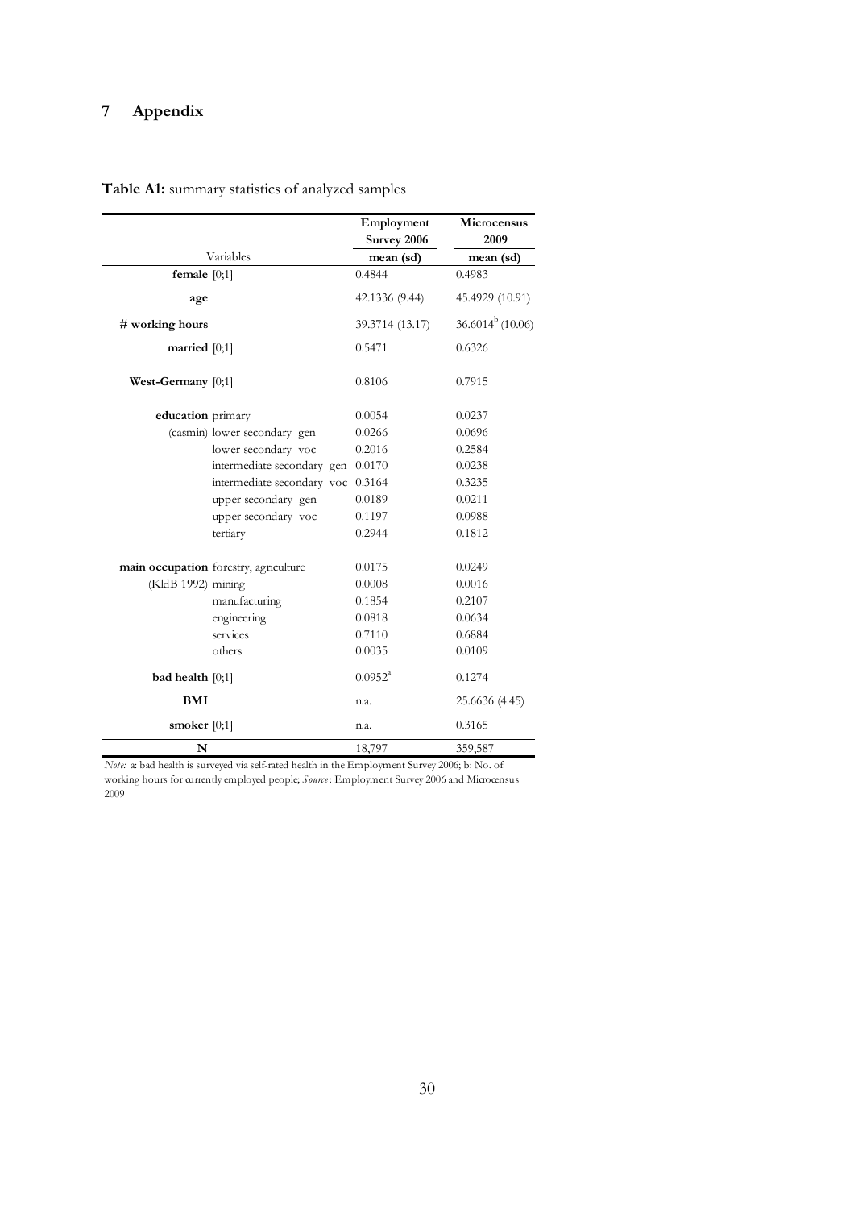# 7 Appendix

**Table A1:** summary statistics of analyzed samples

| Variables | | Employment Survey 2006 mean (sd) | Microcensus 2009 mean (sd) |
|---|---|---|---|
| **female** [0;1] | | 0.4844 | 0.4983 |
| **age** | | 42.1336 (9.44) | 45.4929 (10.91) |
| **# working hours** | | 39.3714 (13.17) | 36.6014[b] (10.06) |
| **married** [0;1] | | 0.5471 | 0.6326 |
| **West-Germany** [0;1] | | 0.8106 | 0.7915 |
| **education** | primary | 0.0054 | 0.0237 |
| (casmin) | lower secondary gen | 0.0266 | 0.0696 |
| | lower secondary voc | 0.2016 | 0.2584 |
| | intermediate secondary gen | 0.0170 | 0.0238 |
| | intermediate secondary voc | 0.3164 | 0.3235 |
| | upper secondary gen | 0.0189 | 0.0211 |
| | upper secondary voc | 0.1197 | 0.0988 |
| | tertiary | 0.2944 | 0.1812 |
| **main occupation** | forestry, agriculture | 0.0175 | 0.0249 |
| (KldB 1992) | mining | 0.0008 | 0.0016 |
| | manufacturing | 0.1854 | 0.2107 |
| | engineering | 0.0818 | 0.0634 |
| | services | 0.7110 | 0.6884 |
| | others | 0.0035 | 0.0109 |
| **bad health** [0;1] | | 0.0952[a] | 0.1274 |
| **BMI** | | n.a. | 25.6636 (4.45) |
| **smoker** [0;1] | | n.a. | 0.3165 |
| **N** | | 18,797 | 359,587 |

*Note:* a: bad health is surveyed via self-rated health in the Employment Survey 2006; b: No. of working hours for currently employed people; *Source*: Employment Survey 2006 and Microcensus 2009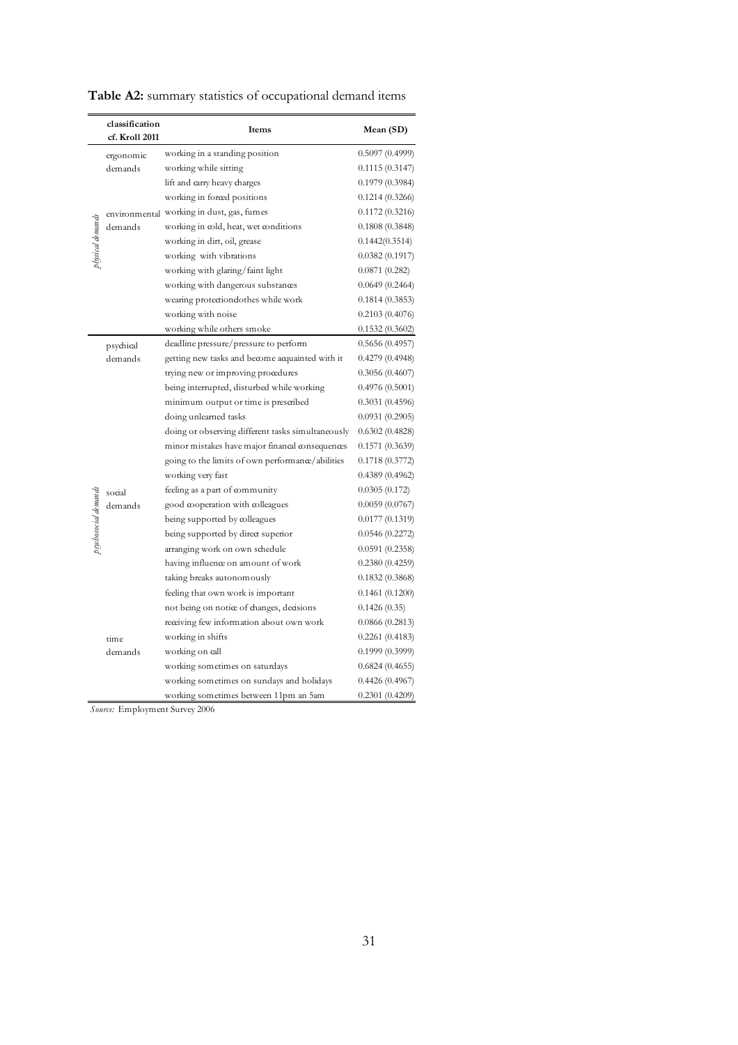**Table A2:** summary statistics of occupational demand items

| | classification cf. Kroll 2011 | Items | Mean (SD) |
|---|---|---|---|
| *physical demands* | ergonomic demands | working in a standing position | 0.5097 (0.4999) |
| | | working while sitting | 0.1115 (0.3147) |
| | | lift and carry heavy charges | 0.1979 (0.3984) |
| | | working in forced positions | 0.1214 (0.3266) |
| | environmental demands | working in dust, gas, fumes | 0.1172 (0.3216) |
| | | working in cold, heat, wet conditions | 0.1808 (0.3848) |
| | | working in dirt, oil, grease | 0.1442(0.3514) |
| | | working with vibrations | 0.0382 (0.1917) |
| | | working with glaring/faint light | 0.0871 (0.282) |
| | | working with dangerous substances | 0.0649 (0.2464) |
| | | wearing protectionclothes while work | 0.1814 (0.3853) |
| | | working with noise | 0.2103 (0.4076) |
| | | working while others smoke | 0.1532 (0.3602) |
| *psychosocial demands* | psychical demands | deadline pressure/pressure to perform | 0.5656 (0.4957) |
| | | getting new tasks and become acquainted with it | 0.4279 (0.4948) |
| | | trying new or improving procedures | 0.3056 (0.4607) |
| | | being interrupted, disturbed while working | 0.4976 (0.5001) |
| | | minimum output or time is prescribed | 0.3031 (0.4596) |
| | | doing unlearned tasks | 0.0931 (0.2905) |
| | | doing or observing different tasks simultaneously | 0.6302 (0.4828) |
| | | minor mistakes have major financal consequences | 0.1571 (0.3639) |
| | | going to the limits of own performance/abilities | 0.1718 (0.3772) |
| | | working very fast | 0.4389 (0.4962) |
| | social demands | feeling as a part of community | 0.0305 (0.172) |
| | | good cooperation with colleagues | 0.0059 (0.0767) |
| | | being supported by colleagues | 0.0177 (0.1319) |
| | | being supported by direct superior | 0.0546 (0.2272) |
| | | arranging work on own schedule | 0.0591 (0.2358) |
| | | having influence on amount of work | 0.2380 (0.4259) |
| | | taking breaks autonomously | 0.1832 (0.3868) |
| | | feeling that own work is important | 0.1461 (0.1200) |
| | | not being on notice of changes, decisions | 0.1426 (0.35) |
| | | receiving few information about own work | 0.0866 (0.2813) |
| | time demands | working in shifts | 0.2261 (0.4183) |
| | | working on call | 0.1999 (0.3999) |
| | | working sometimes on saturdays | 0.6824 (0.4655) |
| | | working sometimes on sundays and holidays | 0.4426 (0.4967) |
| | | working sometimes between 11pm an 5am | 0.2301 (0.4209) |

*Source:* Employment Survey 2006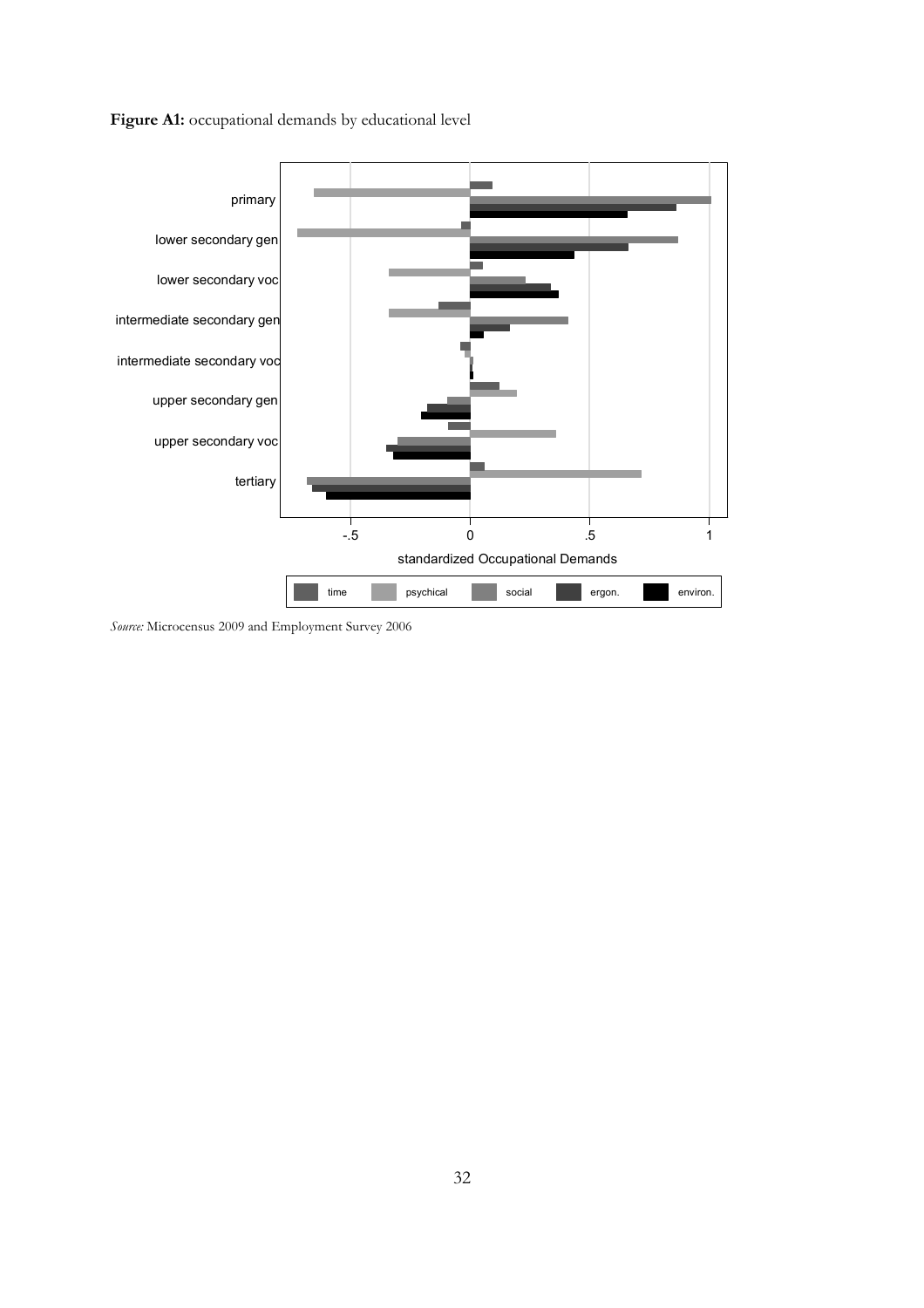**Figure A1:** occupational demands by educational level

*Source:* Microcensus 2009 and Employment Survey 2006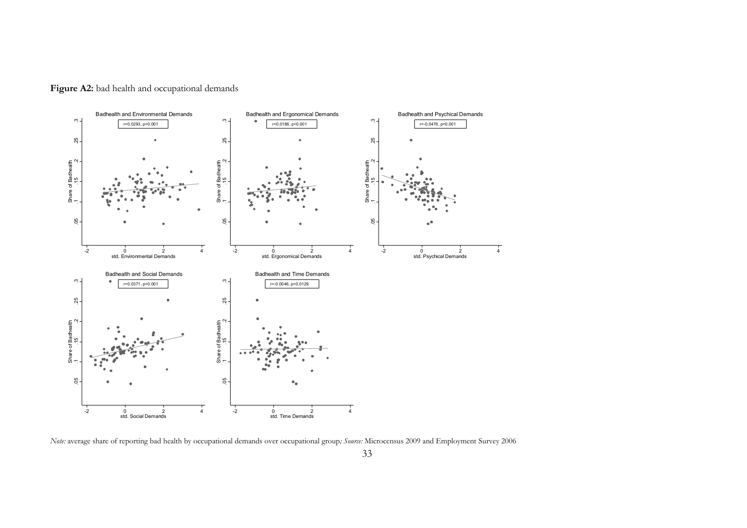**Figure A2:** bad health and occupational demands

*Note:* average share of reporting bad health by occupational demands over occupational group*; Source:* Microcensus 2009 and Employment Survey 2006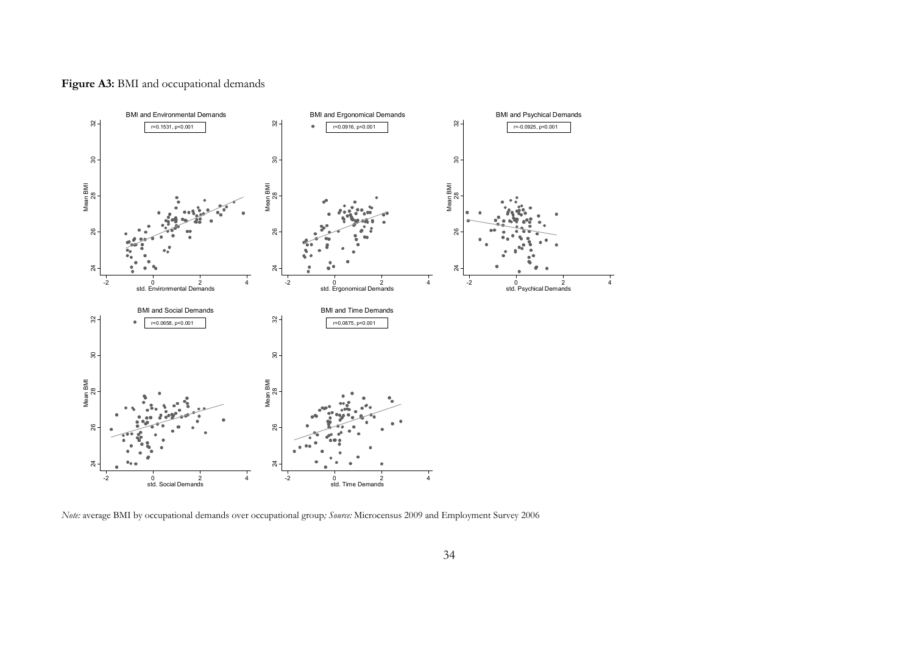**Figure A3:** BMI and occupational demands

*Note:* average BMI by occupational demands over occupational group*; Source:* Microcensus 2009 and Employment Survey 2006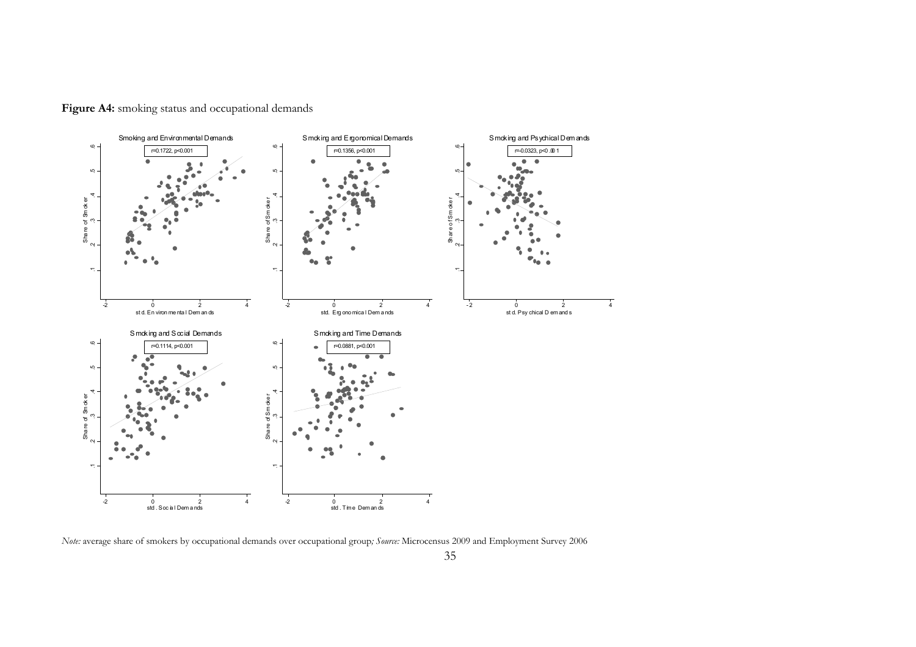**Figure A4:** smoking status and occupational demands

*Note:* average share of smokers by occupational demands over occupational group*; Source:* Microcensus 2009 and Employment Survey 2006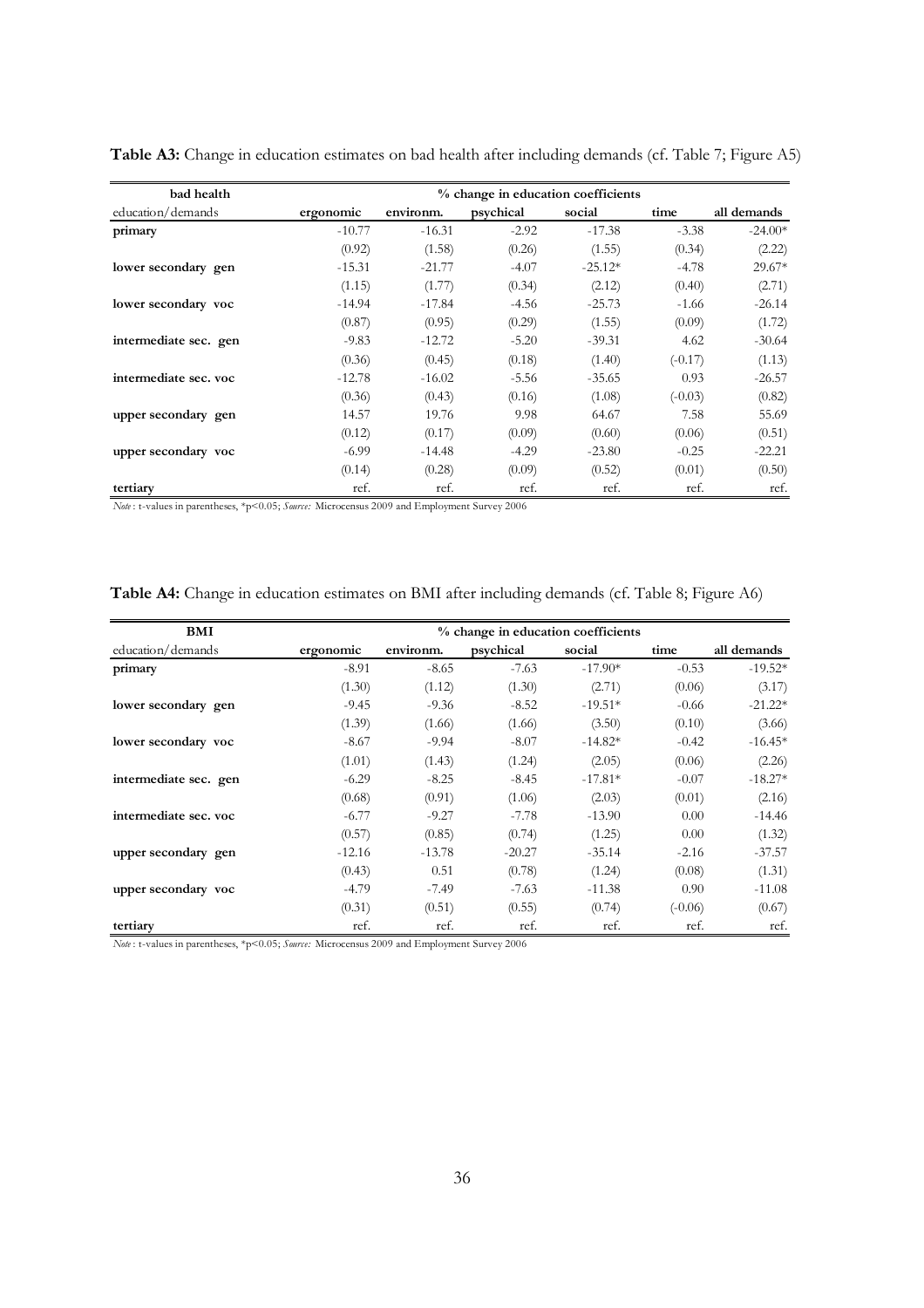**Table A3:** Change in education estimates on bad health after including demands (cf. Table 7; Figure A5)

| bad health | % change in education coefficients | | | | | |
|---|---|---|---|---|---|---|
| education/demands | **ergonomic** | **environm.** | **psychical** | **social** | **time** | **all demands** |
| **primary** | -10.77 | -16.31 | -2.92 | -17.38 | -3.38 | -24.00* |
| | (0.92) | (1.58) | (0.26) | (1.55) | (0.34) | (2.22) |
| **lower secondary gen** | -15.31 | -21.77 | -4.07 | -25.12* | -4.78 | 29.67* |
| | (1.15) | (1.77) | (0.34) | (2.12) | (0.40) | (2.71) |
| **lower secondary voc** | -14.94 | -17.84 | -4.56 | -25.73 | -1.66 | -26.14 |
| | (0.87) | (0.95) | (0.29) | (1.55) | (0.09) | (1.72) |
| **intermediate sec. gen** | -9.83 | -12.72 | -5.20 | -39.31 | 4.62 | -30.64 |
| | (0.36) | (0.45) | (0.18) | (1.40) | (-0.17) | (1.13) |
| **intermediate sec. voc** | -12.78 | -16.02 | -5.56 | -35.65 | 0.93 | -26.57 |
| | (0.36) | (0.43) | (0.16) | (1.08) | (-0.03) | (0.82) |
| **upper secondary gen** | 14.57 | 19.76 | 9.98 | 64.67 | 7.58 | 55.69 |
| | (0.12) | (0.17) | (0.09) | (0.60) | (0.06) | (0.51) |
| **upper secondary voc** | -6.99 | -14.48 | -4.29 | -23.80 | -0.25 | -22.21 |
| | (0.14) | (0.28) | (0.09) | (0.52) | (0.01) | (0.50) |
| **tertiary** | ref. | ref. | ref. | ref. | ref. | ref. |

*Note* : t-values in parentheses, *p<0.05; *Source:* Microcensus 2009 and Employment Survey 2006

**Table A4:** Change in education estimates on BMI after including demands (cf. Table 8; Figure A6)

| BMI | % change in education coefficients | | | | | |
|---|---|---|---|---|---|---|
| education/demands | **ergonomic** | **environm.** | **psychical** | **social** | **time** | **all demands** |
| **primary** | -8.91 | -8.65 | -7.63 | -17.90* | -0.53 | -19.52* |
| | (1.30) | (1.12) | (1.30) | (2.71) | (0.06) | (3.17) |
| **lower secondary gen** | -9.45 | -9.36 | -8.52 | -19.51* | -0.66 | -21.22* |
| | (1.39) | (1.66) | (1.66) | (3.50) | (0.10) | (3.66) |
| **lower secondary voc** | -8.67 | -9.94 | -8.07 | -14.82* | -0.42 | -16.45* |
| | (1.01) | (1.43) | (1.24) | (2.05) | (0.06) | (2.26) |
| **intermediate sec. gen** | -6.29 | -8.25 | -8.45 | -17.81* | -0.07 | -18.27* |
| | (0.68) | (0.91) | (1.06) | (2.03) | (0.01) | (2.16) |
| **intermediate sec. voc** | -6.77 | -9.27 | -7.78 | -13.90 | 0.00 | -14.46 |
| | (0.57) | (0.85) | (0.74) | (1.25) | 0.00 | (1.32) |
| **upper secondary gen** | -12.16 | -13.78 | -20.27 | -35.14 | -2.16 | -37.57 |
| | (0.43) | 0.51 | (0.78) | (1.24) | (0.08) | (1.31) |
| **upper secondary voc** | -4.79 | -7.49 | -7.63 | -11.38 | 0.90 | -11.08 |
| | (0.31) | (0.51) | (0.55) | (0.74) | (-0.06) | (0.67) |
| **tertiary** | ref. | ref. | ref. | ref. | ref. | ref. |

*Note* : t-values in parentheses, *p<0.05; *Source:* Microcensus 2009 and Employment Survey 2006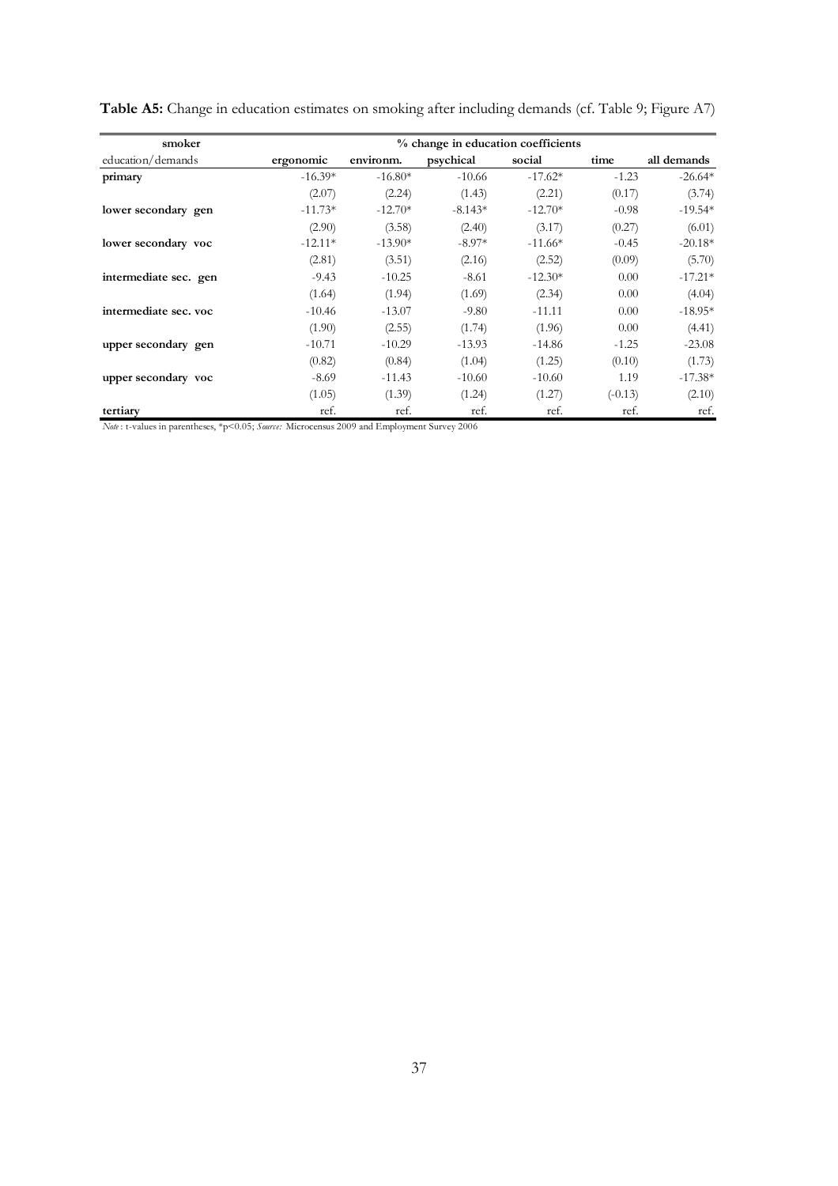**Table A5:** Change in education estimates on smoking after including demands (cf. Table 9; Figure A7)

| smoker | % change in education coefficients | | | | | |
|---|---|---|---|---|---|---|
| education/demands | **ergonomic** | **environm.** | **psychical** | **social** | **time** | **all demands** |
| **primary** | -16.39* | -16.80* | -10.66 | -17.62* | -1.23 | -26.64* |
| | (2.07) | (2.24) | (1.43) | (2.21) | (0.17) | (3.74) |
| **lower secondary gen** | -11.73* | -12.70* | -8.143* | -12.70* | -0.98 | -19.54* |
| | (2.90) | (3.58) | (2.40) | (3.17) | (0.27) | (6.01) |
| **lower secondary voc** | -12.11* | -13.90* | -8.97* | -11.66* | -0.45 | -20.18* |
| | (2.81) | (3.51) | (2.16) | (2.52) | (0.09) | (5.70) |
| **intermediate sec. gen** | -9.43 | -10.25 | -8.61 | -12.30* | 0.00 | -17.21* |
| | (1.64) | (1.94) | (1.69) | (2.34) | 0.00 | (4.04) |
| **intermediate sec. voc** | -10.46 | -13.07 | -9.80 | -11.11 | 0.00 | -18.95* |
| | (1.90) | (2.55) | (1.74) | (1.96) | 0.00 | (4.41) |
| **upper secondary gen** | -10.71 | -10.29 | -13.93 | -14.86 | -1.25 | -23.08 |
| | (0.82) | (0.84) | (1.04) | (1.25) | (0.10) | (1.73) |
| **upper secondary voc** | -8.69 | -11.43 | -10.60 | -10.60 | 1.19 | -17.38* |
| | (1.05) | (1.39) | (1.24) | (1.27) | (-0.13) | (2.10) |
| **tertiary** | ref. | ref. | ref. | ref. | ref. | ref. |

*Note*: t-values in parentheses, *p<0.05; *Source:* Microcensus 2009 and Employment Survey 2006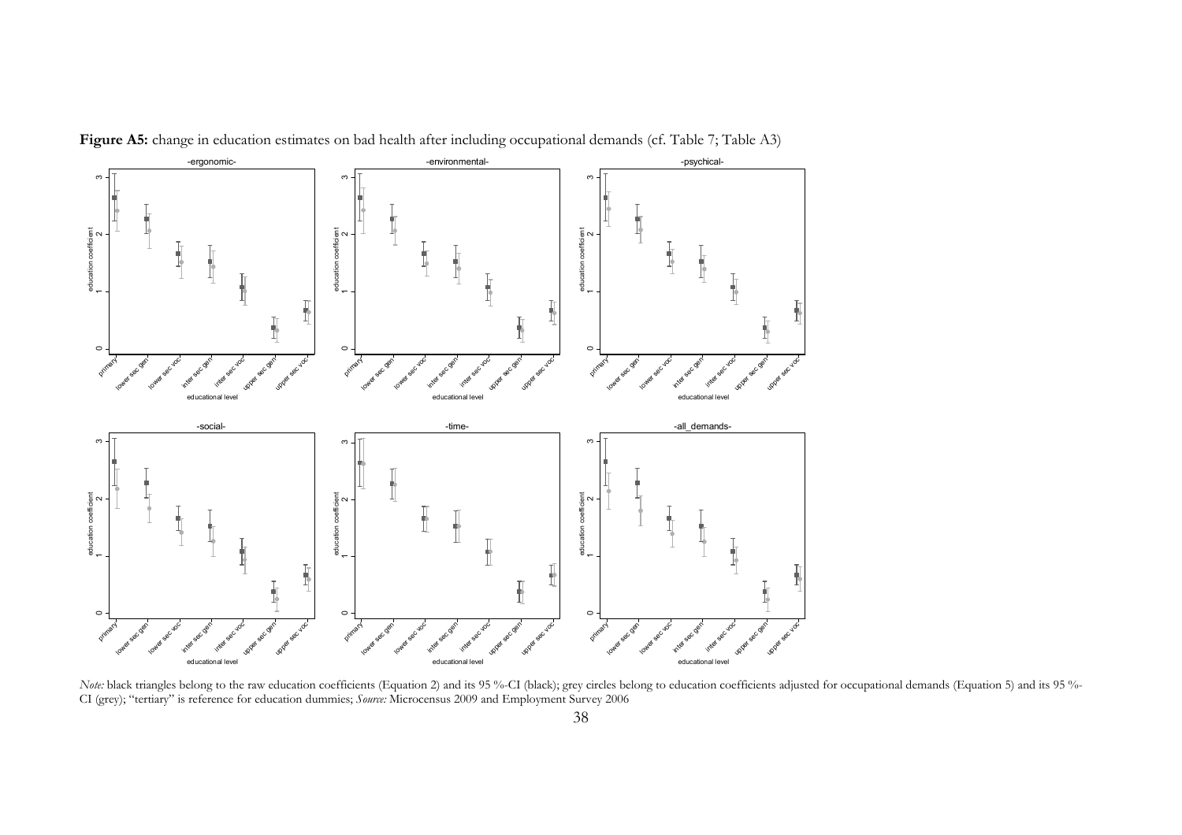**Figure A5:** change in education estimates on bad health after including occupational demands (cf. Table 7; Table A3)

*Note:* black triangles belong to the raw education coefficients (Equation 2) and its 95 %-CI (black); grey circles belong to education coefficients adjusted for occupational demands (Equation 5) and its 95 %-CI (grey); "tertiary" is reference for education dummies; *Source:* Microcensus 2009 and Employment Survey 2006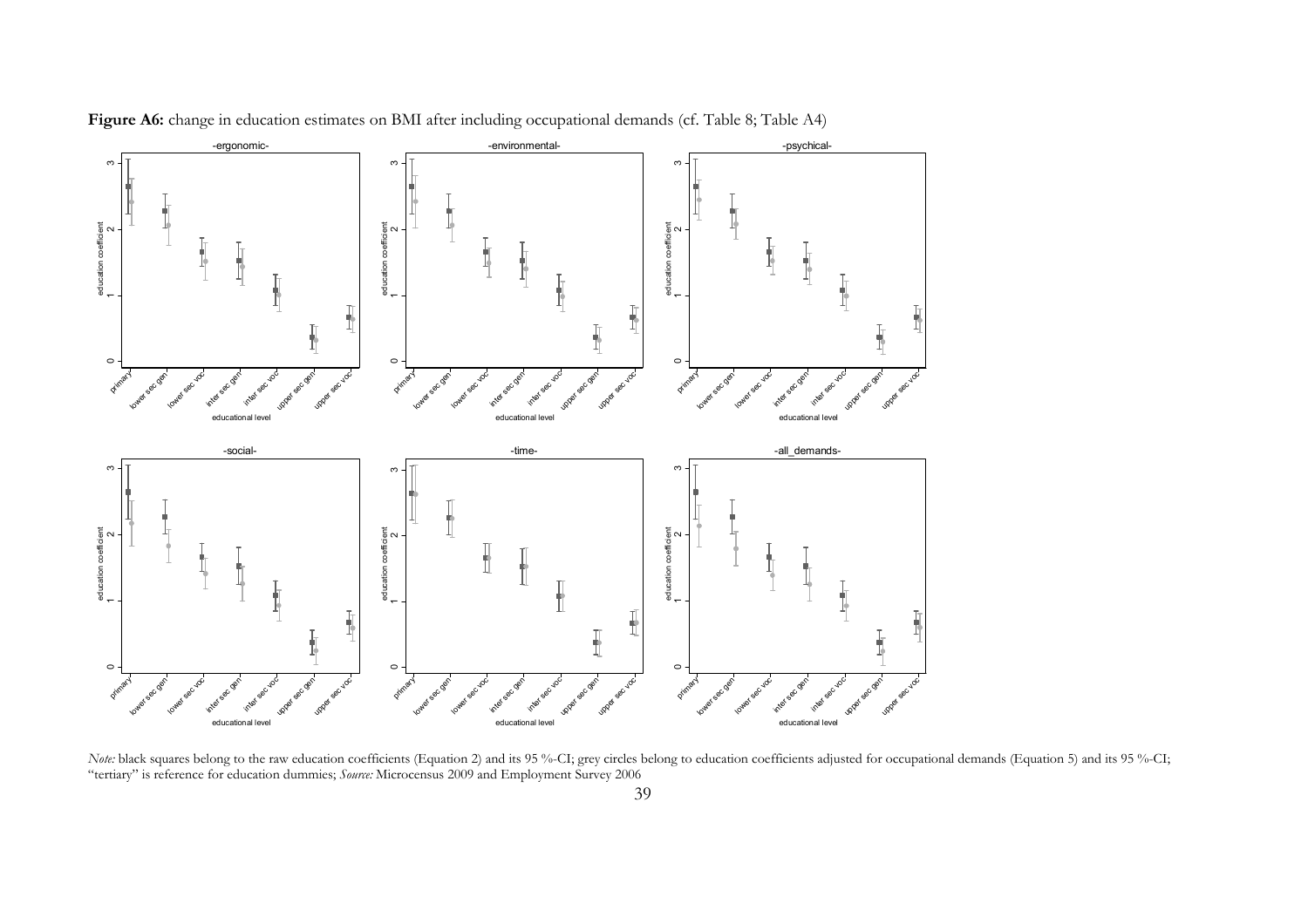**Figure A6:** change in education estimates on BMI after including occupational demands (cf. Table 8; Table A4)

*Note:* black squares belong to the raw education coefficients (Equation 2) and its 95 %-CI; grey circles belong to education coefficients adjusted for occupational demands (Equation 5) and its 95 %-CI; "tertiary" is reference for education dummies; *Source:* Microcensus 2009 and Employment Survey 2006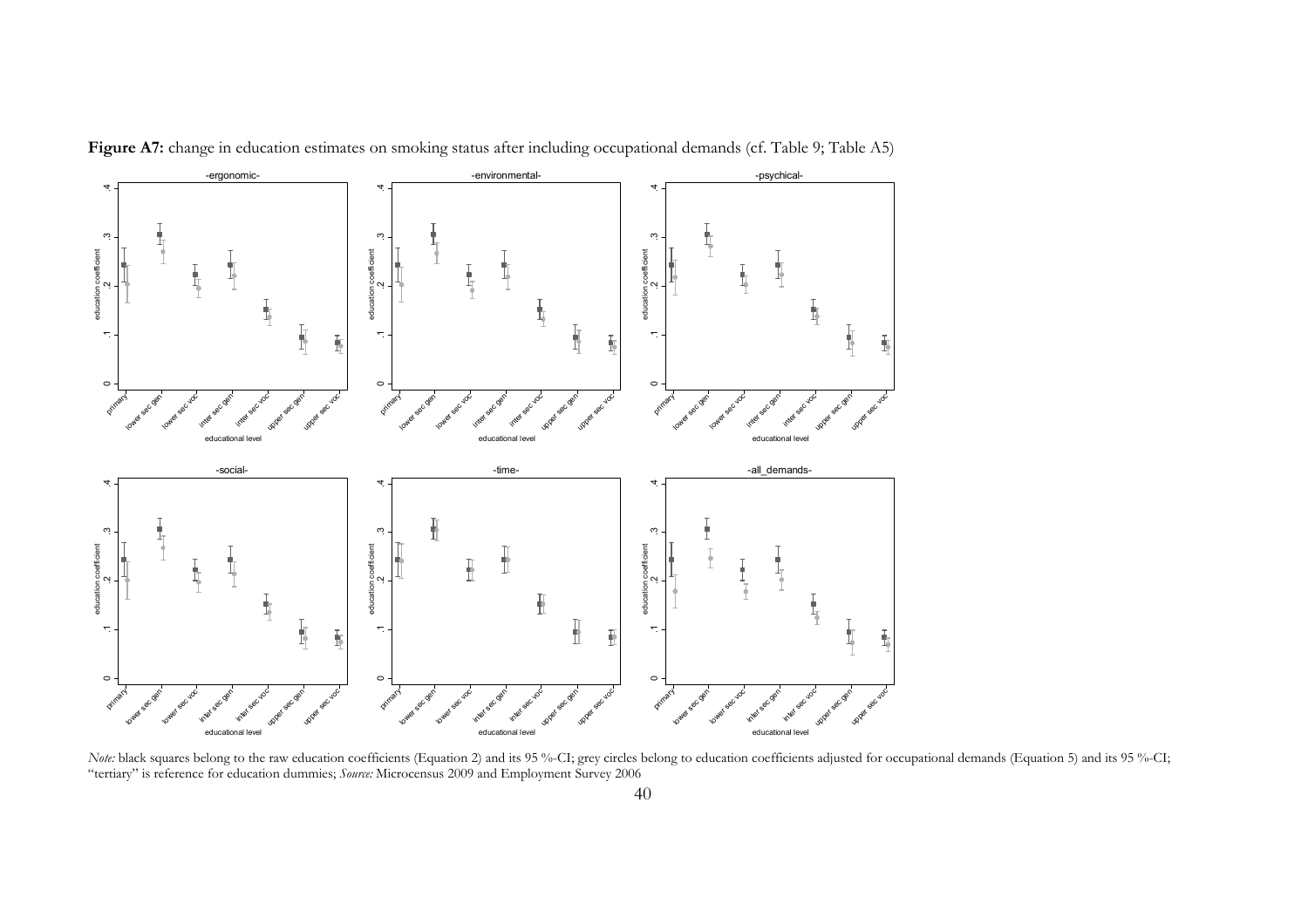**Figure A7:** change in education estimates on smoking status after including occupational demands (cf. Table 9; Table A5)

-ergonomic-

-environmental-

-psychical-

-social-

-time-

-all_demands-

education coefficient

0 .1 .2 .3 .4

primary

lower sec gen

lower sec voc

inter sec gen

inter sec voc

upper sec gen

upper sec voc

educational level

*Note:* black squares belong to the raw education coefficients (Equation 2) and its 95 %-CI; grey circles belong to education coefficients adjusted for occupational demands (Equation 5) and its 95 %-CI; "tertiary" is reference for education dummies; *Source:* Microcensus 2009 and Employment Survey 2006